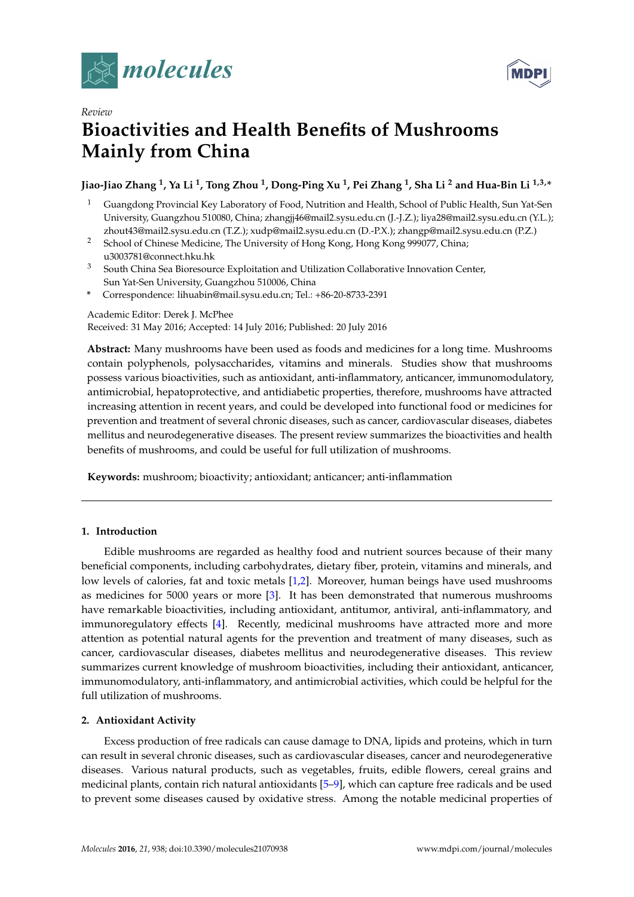*Review*

# Bioactivities and Health Benefits of Mushrooms Mainly from China

**Jiao-Jiao Zhang [1], Ya Li [1], Tong Zhou [1], Dong-Ping Xu [1], Pei Zhang [1], Sha Li [2] and Hua-Bin Li [1,3,*]**

[1] Guangdong Provincial Key Laboratory of Food, Nutrition and Health, School of Public Health, Sun Yat-Sen University, Guangzhou 510080, China; zhangjj46@mail2.sysu.edu.cn (J.-J.Z.); liya28@mail2.sysu.edu.cn (Y.L.); zhout43@mail2.sysu.edu.cn (T.Z.); xudp@mail2.sysu.edu.cn (D.-P.X.); zhangp@mail2.sysu.edu.cn (P.Z.)

[2] School of Chinese Medicine, The University of Hong Kong, Hong Kong 999077, China; u3003781@connect.hku.hk

[3] South China Sea Bioresource Exploitation and Utilization Collaborative Innovation Center, Sun Yat-Sen University, Guangzhou 510006, China

[*] Correspondence: lihuabin@mail.sysu.edu.cn; Tel.: +86-20-8733-2391

Academic Editor: Derek J. McPhee
Received: 31 May 2016; Accepted: 14 July 2016; Published: 20 July 2016

**Abstract:** Many mushrooms have been used as foods and medicines for a long time. Mushrooms contain polyphenols, polysaccharides, vitamins and minerals. Studies show that mushrooms possess various bioactivities, such as antioxidant, anti-inflammatory, anticancer, immunomodulatory, antimicrobial, hepatoprotective, and antidiabetic properties, therefore, mushrooms have attracted increasing attention in recent years, and could be developed into functional food or medicines for prevention and treatment of several chronic diseases, such as cancer, cardiovascular diseases, diabetes mellitus and neurodegenerative diseases. The present review summarizes the bioactivities and health benefits of mushrooms, and could be useful for full utilization of mushrooms.

**Keywords:** mushroom; bioactivity; antioxidant; anticancer; anti-inflammation

## 1. Introduction

Edible mushrooms are regarded as healthy food and nutrient sources because of their many beneficial components, including carbohydrates, dietary fiber, protein, vitamins and minerals, and low levels of calories, fat and toxic metals [1,2]. Moreover, human beings have used mushrooms as medicines for 5000 years or more [3]. It has been demonstrated that numerous mushrooms have remarkable bioactivities, including antioxidant, antitumor, antiviral, anti-inflammatory, and immunoregulatory effects [4]. Recently, medicinal mushrooms have attracted more and more attention as potential natural agents for the prevention and treatment of many diseases, such as cancer, cardiovascular diseases, diabetes mellitus and neurodegenerative diseases. This review summarizes current knowledge of mushroom bioactivities, including their antioxidant, anticancer, immunomodulatory, anti-inflammatory, and antimicrobial activities, which could be helpful for the full utilization of mushrooms.

## 2. Antioxidant Activity

Excess production of free radicals can cause damage to DNA, lipids and proteins, which in turn can result in several chronic diseases, such as cardiovascular diseases, cancer and neurodegenerative diseases. Various natural products, such as vegetables, fruits, edible flowers, cereal grains and medicinal plants, contain rich natural antioxidants [5–9], which can capture free radicals and be used to prevent some diseases caused by oxidative stress. Among the notable medicinal properties of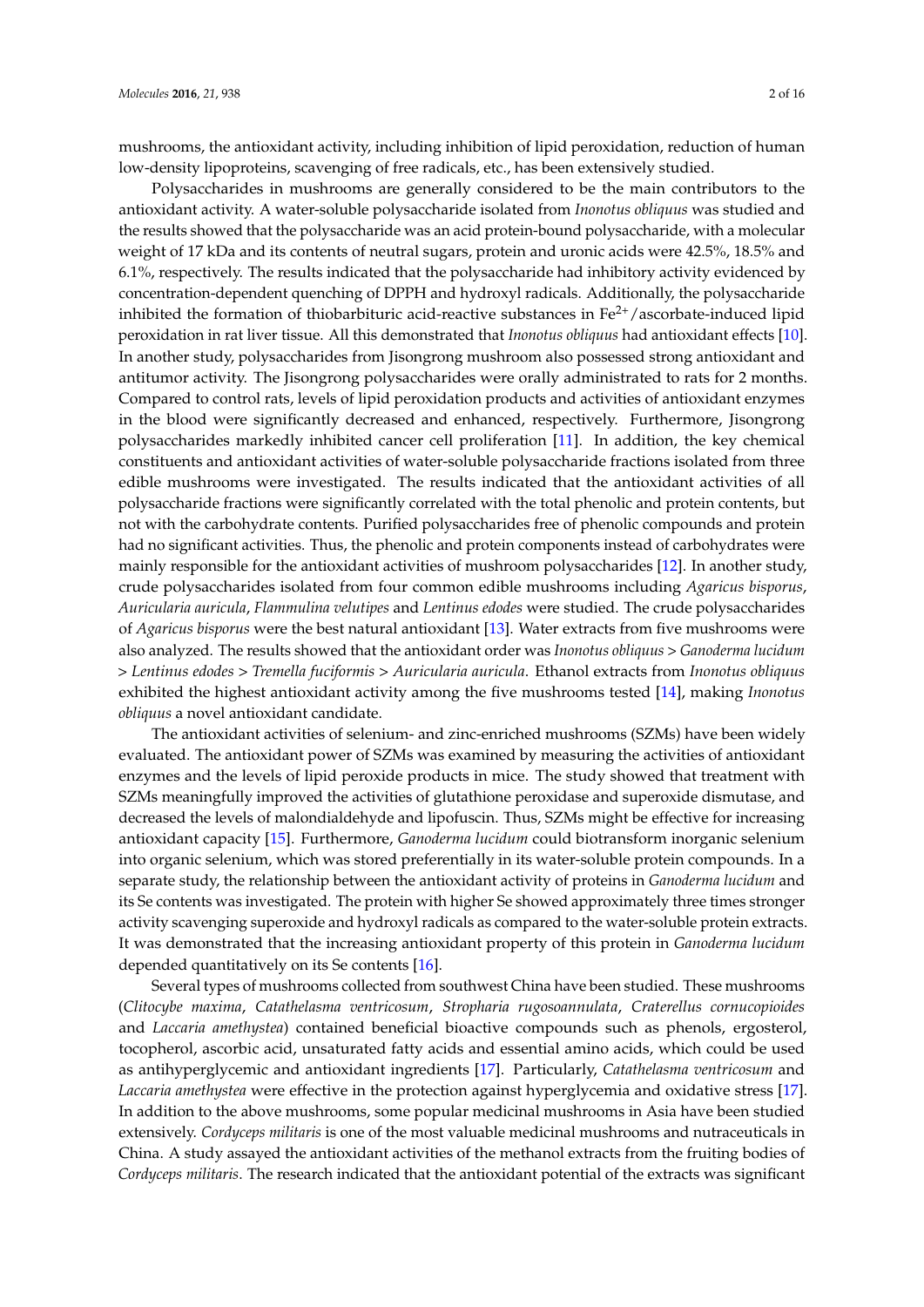mushrooms, the antioxidant activity, including inhibition of lipid peroxidation, reduction of human low-density lipoproteins, scavenging of free radicals, etc., has been extensively studied.

Polysaccharides in mushrooms are generally considered to be the main contributors to the antioxidant activity. A water-soluble polysaccharide isolated from *Inonotus obliquus* was studied and the results showed that the polysaccharide was an acid protein-bound polysaccharide, with a molecular weight of 17 kDa and its contents of neutral sugars, protein and uronic acids were 42.5%, 18.5% and 6.1%, respectively. The results indicated that the polysaccharide had inhibitory activity evidenced by concentration-dependent quenching of DPPH and hydroxyl radicals. Additionally, the polysaccharide inhibited the formation of thiobarbituric acid-reactive substances in $Fe^{2+}$/ascorbate-induced lipid peroxidation in rat liver tissue. All this demonstrated that *Inonotus obliquus* had antioxidant effects [10]. In another study, polysaccharides from Jisongrong mushroom also possessed strong antioxidant and antitumor activity. The Jisongrong polysaccharides were orally administrated to rats for 2 months. Compared to control rats, levels of lipid peroxidation products and activities of antioxidant enzymes in the blood were significantly decreased and enhanced, respectively. Furthermore, Jisongrong polysaccharides markedly inhibited cancer cell proliferation [11]. In addition, the key chemical constituents and antioxidant activities of water-soluble polysaccharide fractions isolated from three edible mushrooms were investigated. The results indicated that the antioxidant activities of all polysaccharide fractions were significantly correlated with the total phenolic and protein contents, but not with the carbohydrate contents. Purified polysaccharides free of phenolic compounds and protein had no significant activities. Thus, the phenolic and protein components instead of carbohydrates were mainly responsible for the antioxidant activities of mushroom polysaccharides [12]. In another study, crude polysaccharides isolated from four common edible mushrooms including *Agaricus bisporus*, *Auricularia auricula*, *Flammulina velutipes* and *Lentinus edodes* were studied. The crude polysaccharides of *Agaricus bisporus* were the best natural antioxidant [13]. Water extracts from five mushrooms were also analyzed. The results showed that the antioxidant order was *Inonotus obliquus* > *Ganoderma lucidum* > *Lentinus edodes* > *Tremella fuciformis* > *Auricularia auricula*. Ethanol extracts from *Inonotus obliquus* exhibited the highest antioxidant activity among the five mushrooms tested [14], making *Inonotus obliquus* a novel antioxidant candidate.

The antioxidant activities of selenium- and zinc-enriched mushrooms (SZMs) have been widely evaluated. The antioxidant power of SZMs was examined by measuring the activities of antioxidant enzymes and the levels of lipid peroxide products in mice. The study showed that treatment with SZMs meaningfully improved the activities of glutathione peroxidase and superoxide dismutase, and decreased the levels of malondialdehyde and lipofuscin. Thus, SZMs might be effective for increasing antioxidant capacity [15]. Furthermore, *Ganoderma lucidum* could biotransform inorganic selenium into organic selenium, which was stored preferentially in its water-soluble protein compounds. In a separate study, the relationship between the antioxidant activity of proteins in *Ganoderma lucidum* and its Se contents was investigated. The protein with higher Se showed approximately three times stronger activity scavenging superoxide and hydroxyl radicals as compared to the water-soluble protein extracts. It was demonstrated that the increasing antioxidant property of this protein in *Ganoderma lucidum* depended quantitatively on its Se contents [16].

Several types of mushrooms collected from southwest China have been studied. These mushrooms (*Clitocybe maxima*, *Catathelasma ventricosum*, *Stropharia rugosoannulata*, *Craterellus cornucopioides* and *Laccaria amethystea*) contained beneficial bioactive compounds such as phenols, ergosterol, tocopherol, ascorbic acid, unsaturated fatty acids and essential amino acids, which could be used as antihyperglycemic and antioxidant ingredients [17]. Particularly, *Catathelasma ventricosum* and *Laccaria amethystea* were effective in the protection against hyperglycemia and oxidative stress [17]. In addition to the above mushrooms, some popular medicinal mushrooms in Asia have been studied extensively. *Cordyceps militaris* is one of the most valuable medicinal mushrooms and nutraceuticals in China. A study assayed the antioxidant activities of the methanol extracts from the fruiting bodies of *Cordyceps militaris*. The research indicated that the antioxidant potential of the extracts was significant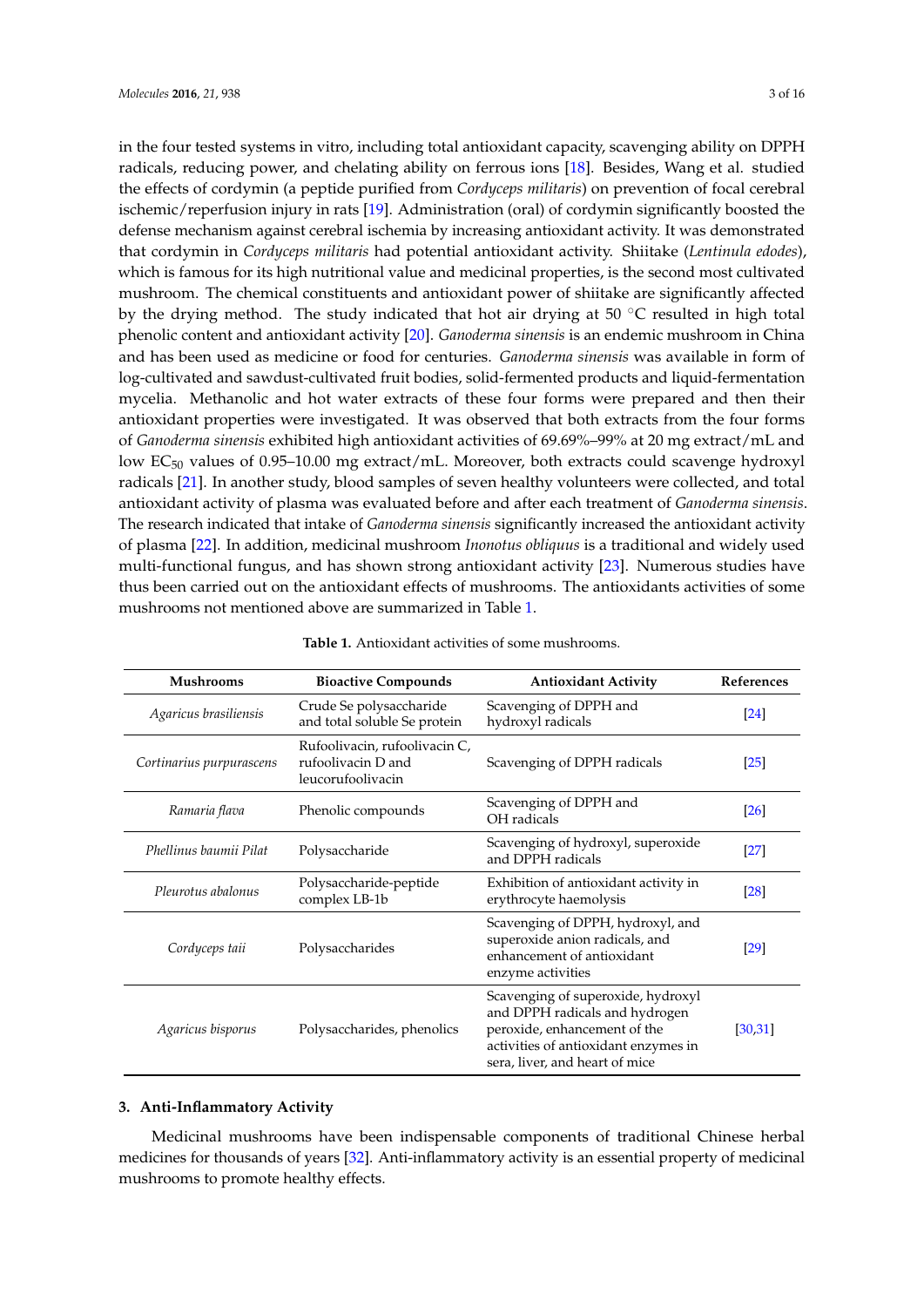in the four tested systems in vitro, including total antioxidant capacity, scavenging ability on DPPH radicals, reducing power, and chelating ability on ferrous ions [18]. Besides, Wang et al. studied the effects of cordymin (a peptide purified from *Cordyceps militaris*) on prevention of focal cerebral ischemic/reperfusion injury in rats [19]. Administration (oral) of cordymin significantly boosted the defense mechanism against cerebral ischemia by increasing antioxidant activity. It was demonstrated that cordymin in *Cordyceps militaris* had potential antioxidant activity. Shiitake (*Lentinula edodes*), which is famous for its high nutritional value and medicinal properties, is the second most cultivated mushroom. The chemical constituents and antioxidant power of shiitake are significantly affected by the drying method. The study indicated that hot air drying at 50 °C resulted in high total phenolic content and antioxidant activity [20]. *Ganoderma sinensis* is an endemic mushroom in China and has been used as medicine or food for centuries. *Ganoderma sinensis* was available in form of log-cultivated and sawdust-cultivated fruit bodies, solid-fermented products and liquid-fermentation mycelia. Methanolic and hot water extracts of these four forms were prepared and then their antioxidant properties were investigated. It was observed that both extracts from the four forms of *Ganoderma sinensis* exhibited high antioxidant activities of 69.69%–99% at 20 mg extract/mL and low $EC_{50}$ values of 0.95–10.00 mg extract/mL. Moreover, both extracts could scavenge hydroxyl radicals [21]. In another study, blood samples of seven healthy volunteers were collected, and total antioxidant activity of plasma was evaluated before and after each treatment of *Ganoderma sinensis*. The research indicated that intake of *Ganoderma sinensis* significantly increased the antioxidant activity of plasma [22]. In addition, medicinal mushroom *Inonotus obliquus* is a traditional and widely used multi-functional fungus, and has shown strong antioxidant activity [23]. Numerous studies have thus been carried out on the antioxidant effects of mushrooms. The antioxidants activities of some mushrooms not mentioned above are summarized in Table 1.

**Table 1.** Antioxidant activities of some mushrooms.

| Mushrooms | Bioactive Compounds | Antioxidant Activity | References |
|---|---|---|---|
| *Agaricus brasiliensis* | Crude Se polysaccharide and total soluble Se protein | Scavenging of DPPH and hydroxyl radicals | [24] |
| *Cortinarius purpurascens* | Rufoolivacin, rufoolivacin C, rufoolivacin D and leucorufoolivacin | Scavenging of DPPH radicals | [25] |
| *Ramaria flava* | Phenolic compounds | Scavenging of DPPH and OH radicals | [26] |
| *Phellinus baumii Pilat* | Polysaccharide | Scavenging of hydroxyl, superoxide and DPPH radicals | [27] |
| *Pleurotus abalonus* | Polysaccharide-peptide complex LB-1b | Exhibition of antioxidant activity in erythrocyte haemolysis | [28] |
| *Cordyceps taii* | Polysaccharides | Scavenging of DPPH, hydroxyl, and superoxide anion radicals, and enhancement of antioxidant enzyme activities | [29] |
| *Agaricus bisporus* | Polysaccharides, phenolics | Scavenging of superoxide, hydroxyl and DPPH radicals and hydrogen peroxide, enhancement of the activities of antioxidant enzymes in sera, liver, and heart of mice | [30,31] |

## 3. Anti-Inflammatory Activity

Medicinal mushrooms have been indispensable components of traditional Chinese herbal medicines for thousands of years [32]. Anti-inflammatory activity is an essential property of medicinal mushrooms to promote healthy effects.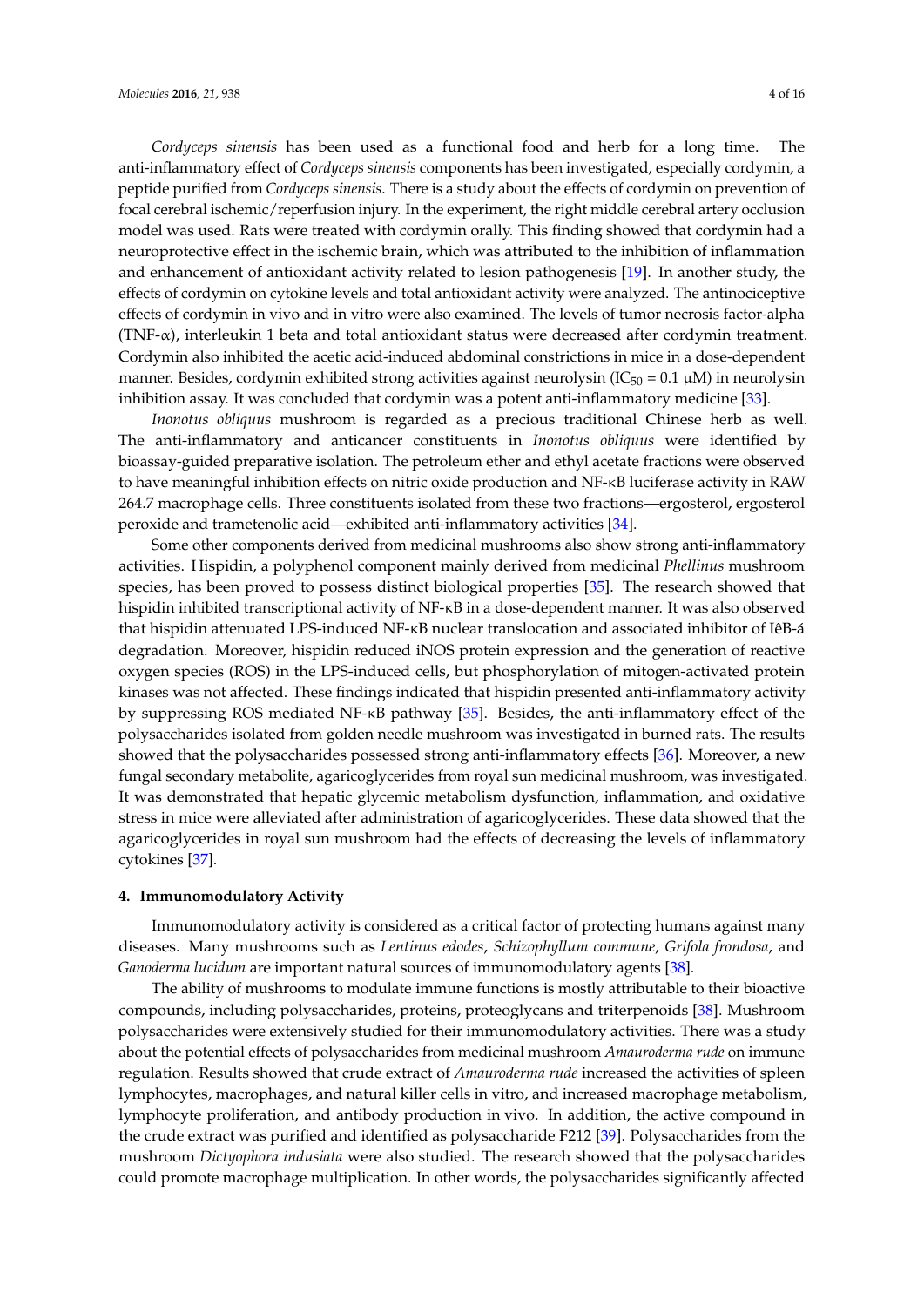*Cordyceps sinensis* has been used as a functional food and herb for a long time. The anti-inflammatory effect of *Cordyceps sinensis* components has been investigated, especially cordymin, a peptide purified from *Cordyceps sinensis*. There is a study about the effects of cordymin on prevention of focal cerebral ischemic/reperfusion injury. In the experiment, the right middle cerebral artery occlusion model was used. Rats were treated with cordymin orally. This finding showed that cordymin had a neuroprotective effect in the ischemic brain, which was attributed to the inhibition of inflammation and enhancement of antioxidant activity related to lesion pathogenesis [19]. In another study, the effects of cordymin on cytokine levels and total antioxidant activity were analyzed. The antinociceptive effects of cordymin in vivo and in vitro were also examined. The levels of tumor necrosis factor-alpha (TNF-α), interleukin 1 beta and total antioxidant status were decreased after cordymin treatment. Cordymin also inhibited the acetic acid-induced abdominal constrictions in mice in a dose-dependent manner. Besides, cordymin exhibited strong activities against neurolysin ($IC_{50}$ = 0.1 μM) in neurolysin inhibition assay. It was concluded that cordymin was a potent anti-inflammatory medicine [33].

*Inonotus obliquus* mushroom is regarded as a precious traditional Chinese herb as well. The anti-inflammatory and anticancer constituents in *Inonotus obliquus* were identified by bioassay-guided preparative isolation. The petroleum ether and ethyl acetate fractions were observed to have meaningful inhibition effects on nitric oxide production and NF-κB luciferase activity in RAW 264.7 macrophage cells. Three constituents isolated from these two fractions—ergosterol, ergosterol peroxide and trametenolic acid—exhibited anti-inflammatory activities [34].

Some other components derived from medicinal mushrooms also show strong anti-inflammatory activities. Hispidin, a polyphenol component mainly derived from medicinal *Phellinus* mushroom species, has been proved to possess distinct biological properties [35]. The research showed that hispidin inhibited transcriptional activity of NF-κB in a dose-dependent manner. It was also observed that hispidin attenuated LPS-induced NF-κB nuclear translocation and associated inhibitor of IêB-á degradation. Moreover, hispidin reduced iNOS protein expression and the generation of reactive oxygen species (ROS) in the LPS-induced cells, but phosphorylation of mitogen-activated protein kinases was not affected. These findings indicated that hispidin presented anti-inflammatory activity by suppressing ROS mediated NF-κB pathway [35]. Besides, the anti-inflammatory effect of the polysaccharides isolated from golden needle mushroom was investigated in burned rats. The results showed that the polysaccharides possessed strong anti-inflammatory effects [36]. Moreover, a new fungal secondary metabolite, agaricoglycerides from royal sun medicinal mushroom, was investigated. It was demonstrated that hepatic glycemic metabolism dysfunction, inflammation, and oxidative stress in mice were alleviated after administration of agaricoglycerides. These data showed that the agaricoglycerides in royal sun mushroom had the effects of decreasing the levels of inflammatory cytokines [37].

## 4. Immunomodulatory Activity

Immunomodulatory activity is considered as a critical factor of protecting humans against many diseases. Many mushrooms such as *Lentinus edodes*, *Schizophyllum commune*, *Grifola frondosa*, and *Ganoderma lucidum* are important natural sources of immunomodulatory agents [38].

The ability of mushrooms to modulate immune functions is mostly attributable to their bioactive compounds, including polysaccharides, proteins, proteoglycans and triterpenoids [38]. Mushroom polysaccharides were extensively studied for their immunomodulatory activities. There was a study about the potential effects of polysaccharides from medicinal mushroom *Amauroderma rude* on immune regulation. Results showed that crude extract of *Amauroderma rude* increased the activities of spleen lymphocytes, macrophages, and natural killer cells in vitro, and increased macrophage metabolism, lymphocyte proliferation, and antibody production in vivo. In addition, the active compound in the crude extract was purified and identified as polysaccharide F212 [39]. Polysaccharides from the mushroom *Dictyophora indusiata* were also studied. The research showed that the polysaccharides could promote macrophage multiplication. In other words, the polysaccharides significantly affected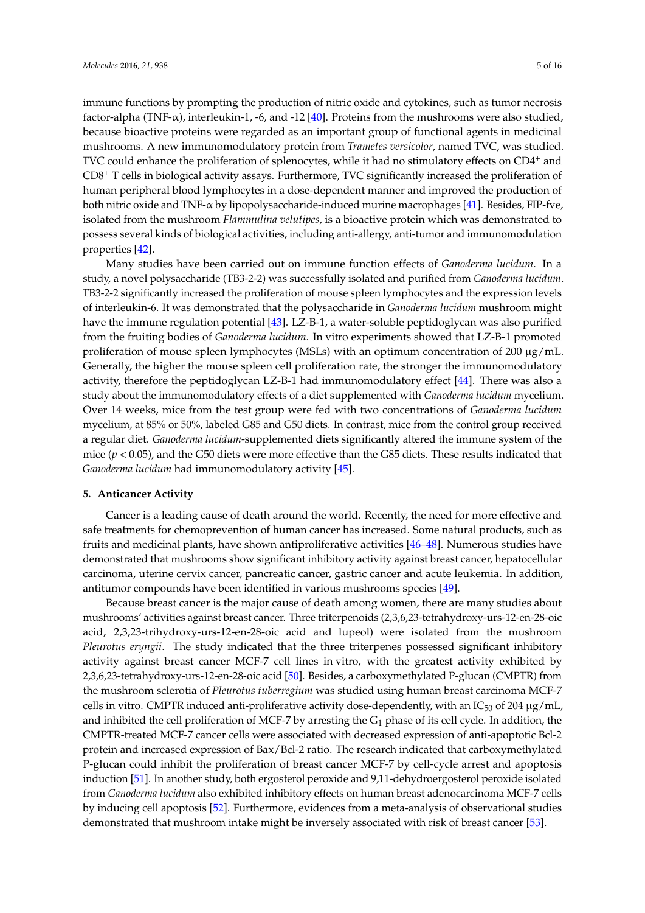immune functions by prompting the production of nitric oxide and cytokines, such as tumor necrosis factor-alpha (TNF-α), interleukin-1, -6, and -12 [40]. Proteins from the mushrooms were also studied, because bioactive proteins were regarded as an important group of functional agents in medicinal mushrooms. A new immunomodulatory protein from *Trametes versicolor*, named TVC, was studied. TVC could enhance the proliferation of splenocytes, while it had no stimulatory effects on $CD4^+$ and $CD8^+$ T cells in biological activity assays. Furthermore, TVC significantly increased the proliferation of human peripheral blood lymphocytes in a dose-dependent manner and improved the production of both nitric oxide and TNF-α by lipopolysaccharide-induced murine macrophages [41]. Besides, FIP-fve, isolated from the mushroom *Flammulina velutipes*, is a bioactive protein which was demonstrated to possess several kinds of biological activities, including anti-allergy, anti-tumor and immunomodulation properties [42].

Many studies have been carried out on immune function effects of *Ganoderma lucidum*. In a study, a novel polysaccharide (TB3-2-2) was successfully isolated and purified from *Ganoderma lucidum*. TB3-2-2 significantly increased the proliferation of mouse spleen lymphocytes and the expression levels of interleukin-6. It was demonstrated that the polysaccharide in *Ganoderma lucidum* mushroom might have the immune regulation potential [43]. LZ-B-1, a water-soluble peptidoglycan was also purified from the fruiting bodies of *Ganoderma lucidum*. In vitro experiments showed that LZ-B-1 promoted proliferation of mouse spleen lymphocytes (MSLs) with an optimum concentration of 200 μg/mL. Generally, the higher the mouse spleen cell proliferation rate, the stronger the immunomodulatory activity, therefore the peptidoglycan LZ-B-1 had immunomodulatory effect [44]. There was also a study about the immunomodulatory effects of a diet supplemented with *Ganoderma lucidum* mycelium. Over 14 weeks, mice from the test group were fed with two concentrations of *Ganoderma lucidum* mycelium, at 85% or 50%, labeled G85 and G50 diets. In contrast, mice from the control group received a regular diet. *Ganoderma lucidum*-supplemented diets significantly altered the immune system of the mice ($p < 0.05$), and the G50 diets were more effective than the G85 diets. These results indicated that *Ganoderma lucidum* had immunomodulatory activity [45].

## 5. Anticancer Activity

Cancer is a leading cause of death around the world. Recently, the need for more effective and safe treatments for chemoprevention of human cancer has increased. Some natural products, such as fruits and medicinal plants, have shown antiproliferative activities [46–48]. Numerous studies have demonstrated that mushrooms show significant inhibitory activity against breast cancer, hepatocellular carcinoma, uterine cervix cancer, pancreatic cancer, gastric cancer and acute leukemia. In addition, antitumor compounds have been identified in various mushrooms species [49].

Because breast cancer is the major cause of death among women, there are many studies about mushrooms' activities against breast cancer. Three triterpenoids (2,3,6,23-tetrahydroxy-urs-12-en-28-oic acid, 2,3,23-trihydroxy-urs-12-en-28-oic acid and lupeol) were isolated from the mushroom *Pleurotus eryngii*. The study indicated that the three triterpenes possessed significant inhibitory activity against breast cancer MCF-7 cell lines in vitro, with the greatest activity exhibited by 2,3,6,23-tetrahydroxy-urs-12-en-28-oic acid [50]. Besides, a carboxymethylated P-glucan (CMPTR) from the mushroom sclerotia of *Pleurotus tuberregium* was studied using human breast carcinoma MCF-7 cells in vitro. CMPTR induced anti-proliferative activity dose-dependently, with an $IC_{50}$ of 204 μg/mL, and inhibited the cell proliferation of MCF-7 by arresting the $G_1$ phase of its cell cycle. In addition, the CMPTR-treated MCF-7 cancer cells were associated with decreased expression of anti-apoptotic Bcl-2 protein and increased expression of Bax/Bcl-2 ratio. The research indicated that carboxymethylated P-glucan could inhibit the proliferation of breast cancer MCF-7 by cell-cycle arrest and apoptosis induction [51]. In another study, both ergosterol peroxide and 9,11-dehydroergosterol peroxide isolated from *Ganoderma lucidum* also exhibited inhibitory effects on human breast adenocarcinoma MCF-7 cells by inducing cell apoptosis [52]. Furthermore, evidences from a meta-analysis of observational studies demonstrated that mushroom intake might be inversely associated with risk of breast cancer [53].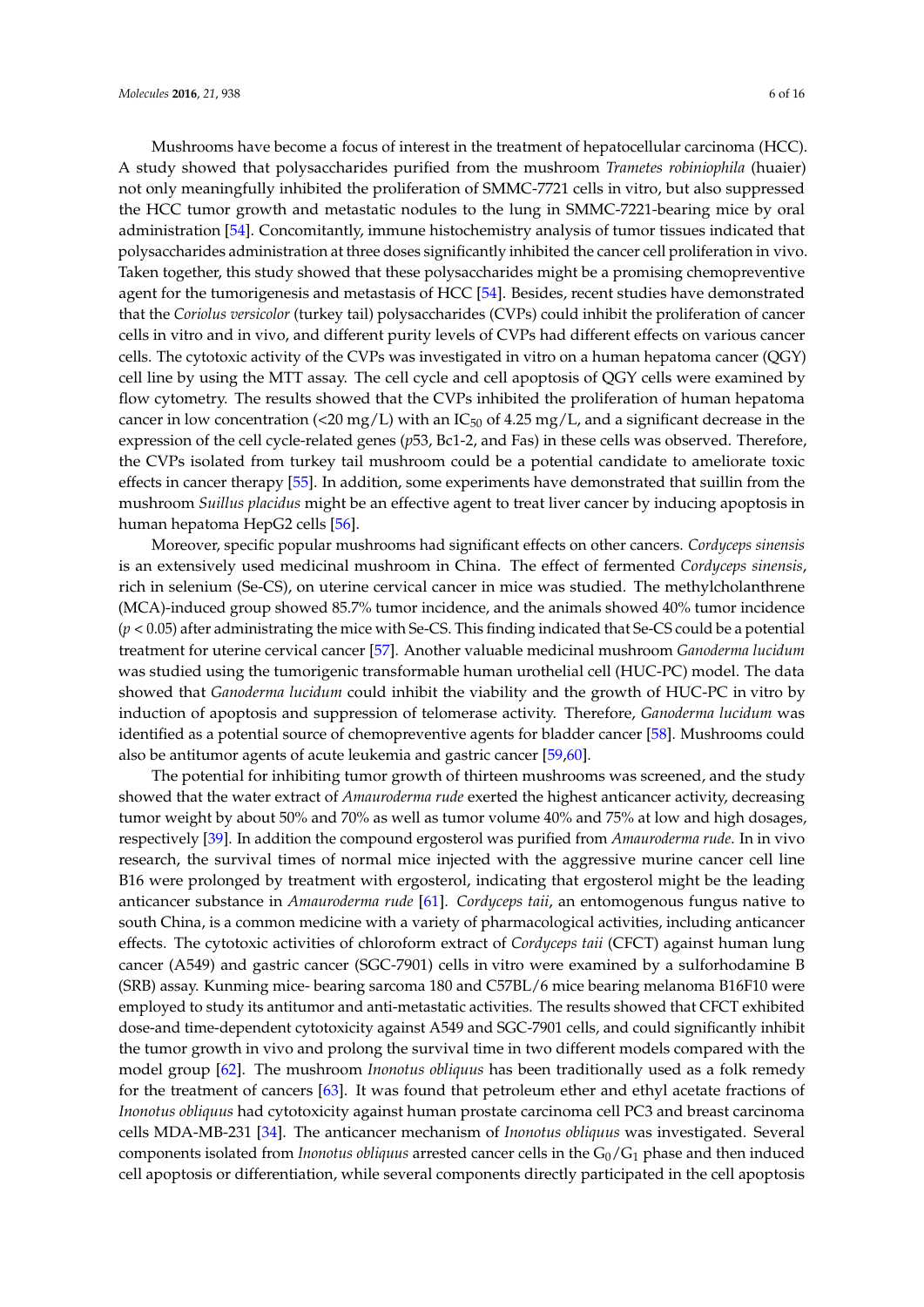Mushrooms have become a focus of interest in the treatment of hepatocellular carcinoma (HCC). A study showed that polysaccharides purified from the mushroom *Trametes robiniophila* (huaier) not only meaningfully inhibited the proliferation of SMMC-7721 cells in vitro, but also suppressed the HCC tumor growth and metastatic nodules to the lung in SMMC-7221-bearing mice by oral administration [54]. Concomitantly, immune histochemistry analysis of tumor tissues indicated that polysaccharides administration at three doses significantly inhibited the cancer cell proliferation in vivo. Taken together, this study showed that these polysaccharides might be a promising chemopreventive agent for the tumorigenesis and metastasis of HCC [54]. Besides, recent studies have demonstrated that the *Coriolus versicolor* (turkey tail) polysaccharides (CVPs) could inhibit the proliferation of cancer cells in vitro and in vivo, and different purity levels of CVPs had different effects on various cancer cells. The cytotoxic activity of the CVPs was investigated in vitro on a human hepatoma cancer (QGY) cell line by using the MTT assay. The cell cycle and cell apoptosis of QGY cells were examined by flow cytometry. The results showed that the CVPs inhibited the proliferation of human hepatoma cancer in low concentration (<20 mg/L) with an $IC_{50}$ of 4.25 mg/L, and a significant decrease in the expression of the cell cycle-related genes (*p*53, Bc1-2, and Fas) in these cells was observed. Therefore, the CVPs isolated from turkey tail mushroom could be a potential candidate to ameliorate toxic effects in cancer therapy [55]. In addition, some experiments have demonstrated that suillin from the mushroom *Suillus placidus* might be an effective agent to treat liver cancer by inducing apoptosis in human hepatoma HepG2 cells [56].

Moreover, specific popular mushrooms had significant effects on other cancers. *Cordyceps sinensis* is an extensively used medicinal mushroom in China. The effect of fermented *Cordyceps sinensis*, rich in selenium (Se-CS), on uterine cervical cancer in mice was studied. The methylcholanthrene (MCA)-induced group showed 85.7% tumor incidence, and the animals showed 40% tumor incidence ($p < 0.05$) after administrating the mice with Se-CS. This finding indicated that Se-CS could be a potential treatment for uterine cervical cancer [57]. Another valuable medicinal mushroom *Ganoderma lucidum* was studied using the tumorigenic transformable human urothelial cell (HUC-PC) model. The data showed that *Ganoderma lucidum* could inhibit the viability and the growth of HUC-PC in vitro by induction of apoptosis and suppression of telomerase activity. Therefore, *Ganoderma lucidum* was identified as a potential source of chemopreventive agents for bladder cancer [58]. Mushrooms could also be antitumor agents of acute leukemia and gastric cancer [59,60].

The potential for inhibiting tumor growth of thirteen mushrooms was screened, and the study showed that the water extract of *Amauroderma rude* exerted the highest anticancer activity, decreasing tumor weight by about 50% and 70% as well as tumor volume 40% and 75% at low and high dosages, respectively [39]. In addition the compound ergosterol was purified from *Amauroderma rude*. In in vivo research, the survival times of normal mice injected with the aggressive murine cancer cell line B16 were prolonged by treatment with ergosterol, indicating that ergosterol might be the leading anticancer substance in *Amauroderma rude* [61]. *Cordyceps taii*, an entomogenous fungus native to south China, is a common medicine with a variety of pharmacological activities, including anticancer effects. The cytotoxic activities of chloroform extract of *Cordyceps taii* (CFCT) against human lung cancer (A549) and gastric cancer (SGC-7901) cells in vitro were examined by a sulforhodamine B (SRB) assay. Kunming mice- bearing sarcoma 180 and C57BL/6 mice bearing melanoma B16F10 were employed to study its antitumor and anti-metastatic activities. The results showed that CFCT exhibited dose-and time-dependent cytotoxicity against A549 and SGC-7901 cells, and could significantly inhibit the tumor growth in vivo and prolong the survival time in two different models compared with the model group [62]. The mushroom *Inonotus obliquus* has been traditionally used as a folk remedy for the treatment of cancers [63]. It was found that petroleum ether and ethyl acetate fractions of *Inonotus obliquus* had cytotoxicity against human prostate carcinoma cell PC3 and breast carcinoma cells MDA-MB-231 [34]. The anticancer mechanism of *Inonotus obliquus* was investigated. Several components isolated from *Inonotus obliquus* arrested cancer cells in the $G_0/G_1$ phase and then induced cell apoptosis or differentiation, while several components directly participated in the cell apoptosis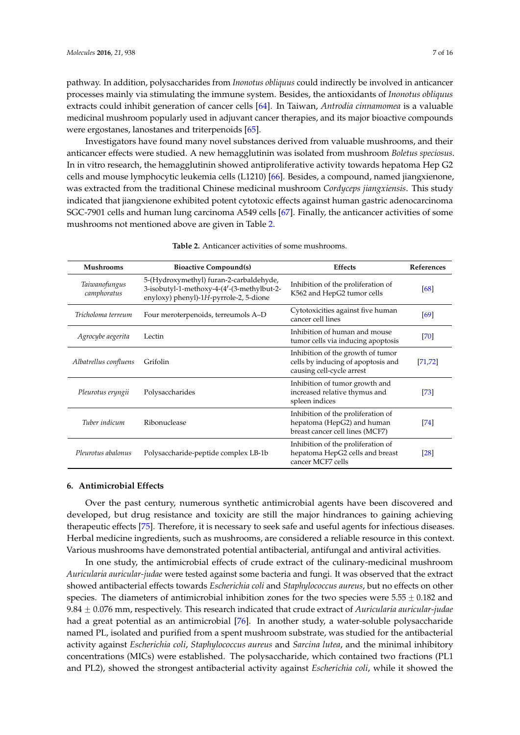pathway. In addition, polysaccharides from *Inonotus obliquus* could indirectly be involved in anticancer processes mainly via stimulating the immune system. Besides, the antioxidants of *Inonotus obliquus* extracts could inhibit generation of cancer cells [64]. In Taiwan, *Antrodia cinnamomea* is a valuable medicinal mushroom popularly used in adjuvant cancer therapies, and its major bioactive compounds were ergostanes, lanostanes and triterpenoids [65].

Investigators have found many novel substances derived from valuable mushrooms, and their anticancer effects were studied. A new hemagglutinin was isolated from mushroom *Boletus speciosus*. In in vitro research, the hemagglutinin showed antiproliferative activity towards hepatoma Hep G2 cells and mouse lymphocytic leukemia cells (L1210) [66]. Besides, a compound, named jiangxienone, was extracted from the traditional Chinese medicinal mushroom *Cordyceps jiangxiensis*. This study indicated that jiangxienone exhibited potent cytotoxic effects against human gastric adenocarcinoma SGC-7901 cells and human lung carcinoma A549 cells [67]. Finally, the anticancer activities of some mushrooms not mentioned above are given in Table 2.

**Table 2.** Anticancer activities of some mushrooms.

| Mushrooms | Bioactive Compound(s) | Effects | References |
|---|---|---|---|
| *Taiwanofungus camphoratus* | 5-(Hydroxymethyl) furan-2-carbaldehyde, 3-isobutyl-1-methoxy-4-(4′-(3-methylbut-2-enyloxy) phenyl)-1*H*-pyrrole-2, 5-dione | Inhibition of the proliferation of K562 and HepG2 tumor cells | [68] |
| *Tricholoma terreum* | Four meroterpenoids, terreumols A–D | Cytotoxicities against five human cancer cell lines | [69] |
| *Agrocybe aegerita* | Lectin | Inhibition of human and mouse tumor cells via inducing apoptosis | [70] |
| *Albatrellus confluens* | Grifolin | Inhibition of the growth of tumor cells by inducing of apoptosis and causing cell-cycle arrest | [71,72] |
| *Pleurotus eryngii* | Polysaccharides | Inhibition of tumor growth and increased relative thymus and spleen indices | [73] |
| *Tuber indicum* | Ribonuclease | Inhibition of the proliferation of hepatoma (HepG2) and human breast cancer cell lines (MCF7) | [74] |
| *Pleurotus abalonus* | Polysaccharide-peptide complex LB-1b | Inhibition of the proliferation of hepatoma HepG2 cells and breast cancer MCF7 cells | [28] |

## 6. Antimicrobial Effects

Over the past century, numerous synthetic antimicrobial agents have been discovered and developed, but drug resistance and toxicity are still the major hindrances to gaining achieving therapeutic effects [75]. Therefore, it is necessary to seek safe and useful agents for infectious diseases. Herbal medicine ingredients, such as mushrooms, are considered a reliable resource in this context. Various mushrooms have demonstrated potential antibacterial, antifungal and antiviral activities.

In one study, the antimicrobial effects of crude extract of the culinary-medicinal mushroom *Auricularia auricular-judae* were tested against some bacteria and fungi. It was observed that the extract showed antibacterial effects towards *Escherichia coli* and *Staphylococcus aureus*, but no effects on other species. The diameters of antimicrobial inhibition zones for the two species were $5.55 \pm 0.182$ and $9.84 \pm 0.076$ mm, respectively. This research indicated that crude extract of *Auricularia auricular-judae* had a great potential as an antimicrobial [76]. In another study, a water-soluble polysaccharide named PL, isolated and purified from a spent mushroom substrate, was studied for the antibacterial activity against *Escherichia coli*, *Staphylococcus aureus* and *Sarcina lutea*, and the minimal inhibitory concentrations (MICs) were established. The polysaccharide, which contained two fractions (PL1 and PL2), showed the strongest antibacterial activity against *Escherichia coli*, while it showed the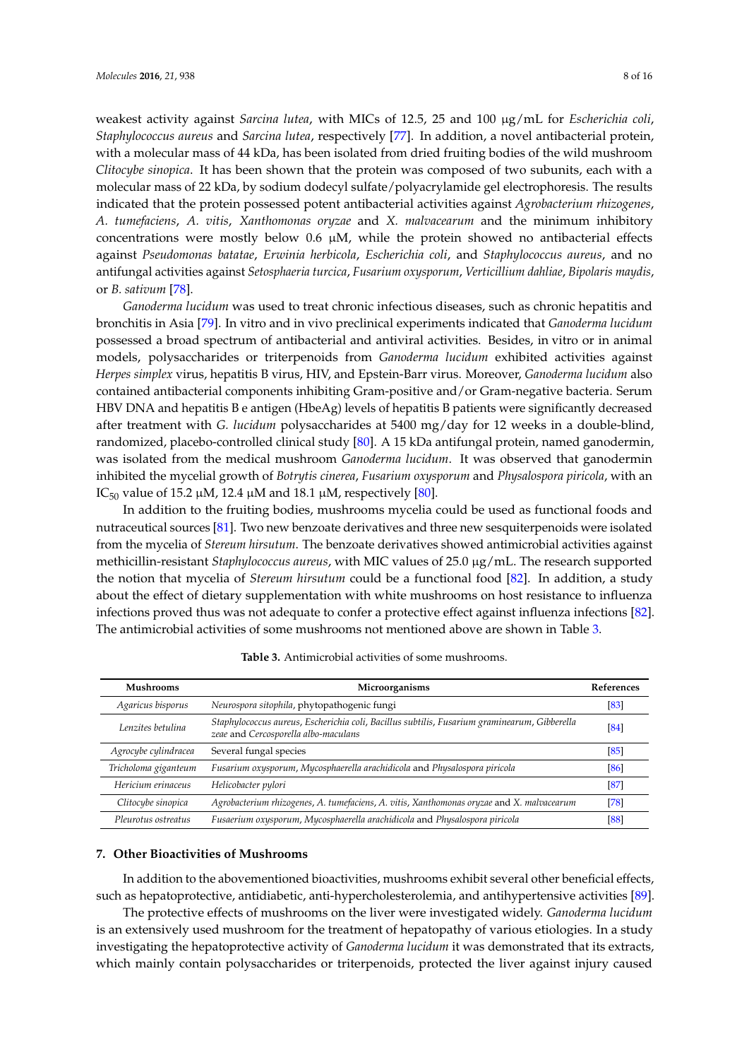weakest activity against *Sarcina lutea*, with MICs of 12.5, 25 and 100 μg/mL for *Escherichia coli*, *Staphylococcus aureus* and *Sarcina lutea*, respectively [77]. In addition, a novel antibacterial protein, with a molecular mass of 44 kDa, has been isolated from dried fruiting bodies of the wild mushroom *Clitocybe sinopica*. It has been shown that the protein was composed of two subunits, each with a molecular mass of 22 kDa, by sodium dodecyl sulfate/polyacrylamide gel electrophoresis. The results indicated that the protein possessed potent antibacterial activities against *Agrobacterium rhizogenes*, *A. tumefaciens*, *A. vitis*, *Xanthomonas oryzae* and *X. malvacearum* and the minimum inhibitory concentrations were mostly below 0.6 μM, while the protein showed no antibacterial effects against *Pseudomonas batatae*, *Erwinia herbicola*, *Escherichia coli*, and *Staphylococcus aureus*, and no antifungal activities against *Setosphaeria turcica*, *Fusarium oxysporum*, *Verticillium dahliae*, *Bipolaris maydis*, or *B. sativum* [78].

*Ganoderma lucidum* was used to treat chronic infectious diseases, such as chronic hepatitis and bronchitis in Asia [79]. In vitro and in vivo preclinical experiments indicated that *Ganoderma lucidum* possessed a broad spectrum of antibacterial and antiviral activities. Besides, in vitro or in animal models, polysaccharides or triterpenoids from *Ganoderma lucidum* exhibited activities against *Herpes simplex* virus, hepatitis B virus, HIV, and Epstein-Barr virus. Moreover, *Ganoderma lucidum* also contained antibacterial components inhibiting Gram-positive and/or Gram-negative bacteria. Serum HBV DNA and hepatitis B e antigen (HbeAg) levels of hepatitis B patients were significantly decreased after treatment with *G. lucidum* polysaccharides at 5400 mg/day for 12 weeks in a double-blind, randomized, placebo-controlled clinical study [80]. A 15 kDa antifungal protein, named ganodermin, was isolated from the medical mushroom *Ganoderma lucidum*. It was observed that ganodermin inhibited the mycelial growth of *Botrytis cinerea*, *Fusarium oxysporum* and *Physalospora piricola*, with an $IC_{50}$ value of 15.2 μM, 12.4 μM and 18.1 μM, respectively [80].

In addition to the fruiting bodies, mushrooms mycelia could be used as functional foods and nutraceutical sources [81]. Two new benzoate derivatives and three new sesquiterpenoids were isolated from the mycelia of *Stereum hirsutum*. The benzoate derivatives showed antimicrobial activities against methicillin-resistant *Staphylococcus aureus*, with MIC values of 25.0 μg/mL. The research supported the notion that mycelia of *Stereum hirsutum* could be a functional food [82]. In addition, a study about the effect of dietary supplementation with white mushrooms on host resistance to influenza infections proved thus was not adequate to confer a protective effect against influenza infections [82]. The antimicrobial activities of some mushrooms not mentioned above are shown in Table 3.

**Table 3.** Antimicrobial activities of some mushrooms.

| Mushrooms | Microorganisms | References |
|---|---|---|
| *Agaricus bisporus* | *Neurospora sitophila*, phytopathogenic fungi | [83] |
| *Lenzites betulina* | *Staphylococcus aureus*, *Escherichia coli*, *Bacillus subtilis*, *Fusarium graminearum*, *Gibberella zeae* and *Cercosporella albo-maculans* | [84] |
| *Agrocybe cylindracea* | Several fungal species | [85] |
| *Tricholoma giganteum* | *Fusarium oxysporum*, *Mycosphaerella arachidicola* and *Physalospora piricola* | [86] |
| *Hericium erinaceus* | *Helicobacter pylori* | [87] |
| *Clitocybe sinopica* | *Agrobacterium rhizogenes*, *A. tumefaciens*, *A. vitis*, *Xanthomonas oryzae* and *X. malvacearum* | [78] |
| *Pleurotus ostreatus* | *Fusaerium oxysporum*, *Mycosphaerella arachidicola* and *Physalospora piricola* | [88] |

## 7. Other Bioactivities of Mushrooms

In addition to the abovementioned bioactivities, mushrooms exhibit several other beneficial effects, such as hepatoprotective, antidiabetic, anti-hypercholesterolemia, and antihypertensive activities [89].

The protective effects of mushrooms on the liver were investigated widely. *Ganoderma lucidum* is an extensively used mushroom for the treatment of hepatopathy of various etiologies. In a study investigating the hepatoprotective activity of *Ganoderma lucidum* it was demonstrated that its extracts, which mainly contain polysaccharides or triterpenoids, protected the liver against injury caused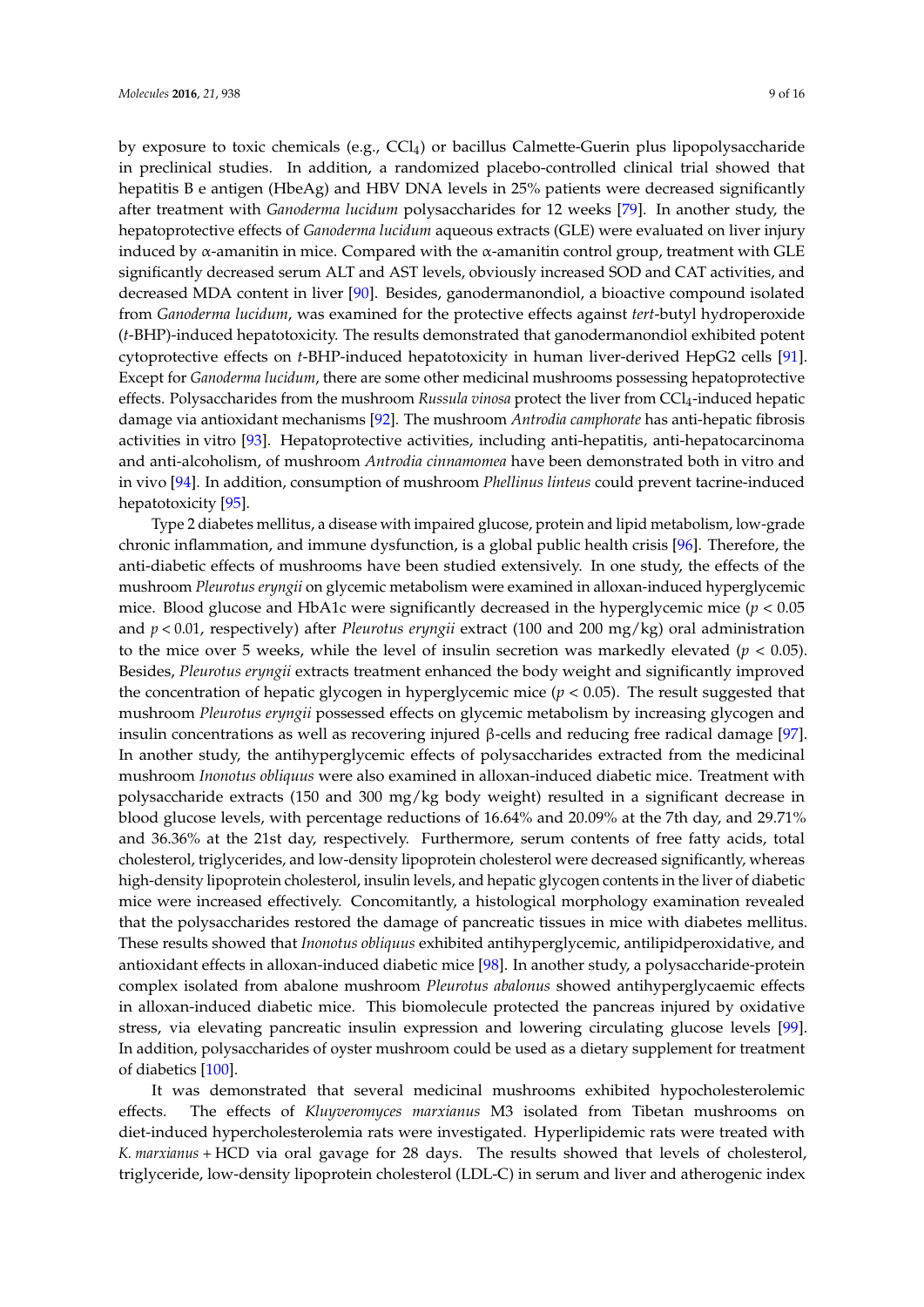by exposure to toxic chemicals (e.g., $CCl_4$) or bacillus Calmette-Guerin plus lipopolysaccharide in preclinical studies. In addition, a randomized placebo-controlled clinical trial showed that hepatitis B e antigen (HbeAg) and HBV DNA levels in 25% patients were decreased significantly after treatment with *Ganoderma lucidum* polysaccharides for 12 weeks [79]. In another study, the hepatoprotective effects of *Ganoderma lucidum* aqueous extracts (GLE) were evaluated on liver injury induced by α-amanitin in mice. Compared with the α-amanitin control group, treatment with GLE significantly decreased serum ALT and AST levels, obviously increased SOD and CAT activities, and decreased MDA content in liver [90]. Besides, ganodermanondiol, a bioactive compound isolated from *Ganoderma lucidum*, was examined for the protective effects against *tert*-butyl hydroperoxide (*t*-BHP)-induced hepatotoxicity. The results demonstrated that ganodermanondiol exhibited potent cytoprotective effects on *t*-BHP-induced hepatotoxicity in human liver-derived HepG2 cells [91]. Except for *Ganoderma lucidum*, there are some other medicinal mushrooms possessing hepatoprotective effects. Polysaccharides from the mushroom *Russula vinosa* protect the liver from $CCl_4$-induced hepatic damage via antioxidant mechanisms [92]. The mushroom *Antrodia camphorate* has anti-hepatic fibrosis activities in vitro [93]. Hepatoprotective activities, including anti-hepatitis, anti-hepatocarcinoma and anti-alcoholism, of mushroom *Antrodia cinnamomea* have been demonstrated both in vitro and in vivo [94]. In addition, consumption of mushroom *Phellinus linteus* could prevent tacrine-induced hepatotoxicity [95].

Type 2 diabetes mellitus, a disease with impaired glucose, protein and lipid metabolism, low-grade chronic inflammation, and immune dysfunction, is a global public health crisis [96]. Therefore, the anti-diabetic effects of mushrooms have been studied extensively. In one study, the effects of the mushroom *Pleurotus eryngii* on glycemic metabolism were examined in alloxan-induced hyperglycemic mice. Blood glucose and HbA1c were significantly decreased in the hyperglycemic mice ($p < 0.05$ and $p < 0.01$, respectively) after *Pleurotus eryngii* extract (100 and 200 mg/kg) oral administration to the mice over 5 weeks, while the level of insulin secretion was markedly elevated ($p < 0.05$). Besides, *Pleurotus eryngii* extracts treatment enhanced the body weight and significantly improved the concentration of hepatic glycogen in hyperglycemic mice ($p < 0.05$). The result suggested that mushroom *Pleurotus eryngii* possessed effects on glycemic metabolism by increasing glycogen and insulin concentrations as well as recovering injured β-cells and reducing free radical damage [97]. In another study, the antihyperglycemic effects of polysaccharides extracted from the medicinal mushroom *Inonotus obliquus* were also examined in alloxan-induced diabetic mice. Treatment with polysaccharide extracts (150 and 300 mg/kg body weight) resulted in a significant decrease in blood glucose levels, with percentage reductions of 16.64% and 20.09% at the 7th day, and 29.71% and 36.36% at the 21st day, respectively. Furthermore, serum contents of free fatty acids, total cholesterol, triglycerides, and low-density lipoprotein cholesterol were decreased significantly, whereas high-density lipoprotein cholesterol, insulin levels, and hepatic glycogen contents in the liver of diabetic mice were increased effectively. Concomitantly, a histological morphology examination revealed that the polysaccharides restored the damage of pancreatic tissues in mice with diabetes mellitus. These results showed that *Inonotus obliquus* exhibited antihyperglycemic, antilipidperoxidative, and antioxidant effects in alloxan-induced diabetic mice [98]. In another study, a polysaccharide-protein complex isolated from abalone mushroom *Pleurotus abalonus* showed antihyperglycaemic effects in alloxan-induced diabetic mice. This biomolecule protected the pancreas injured by oxidative stress, via elevating pancreatic insulin expression and lowering circulating glucose levels [99]. In addition, polysaccharides of oyster mushroom could be used as a dietary supplement for treatment of diabetics [100].

It was demonstrated that several medicinal mushrooms exhibited hypocholesterolemic effects. The effects of *Kluyveromyces marxianus* M3 isolated from Tibetan mushrooms on diet-induced hypercholesterolemia rats were investigated. Hyperlipidemic rats were treated with *K. marxianus* + HCD via oral gavage for 28 days. The results showed that levels of cholesterol, triglyceride, low-density lipoprotein cholesterol (LDL-C) in serum and liver and atherogenic index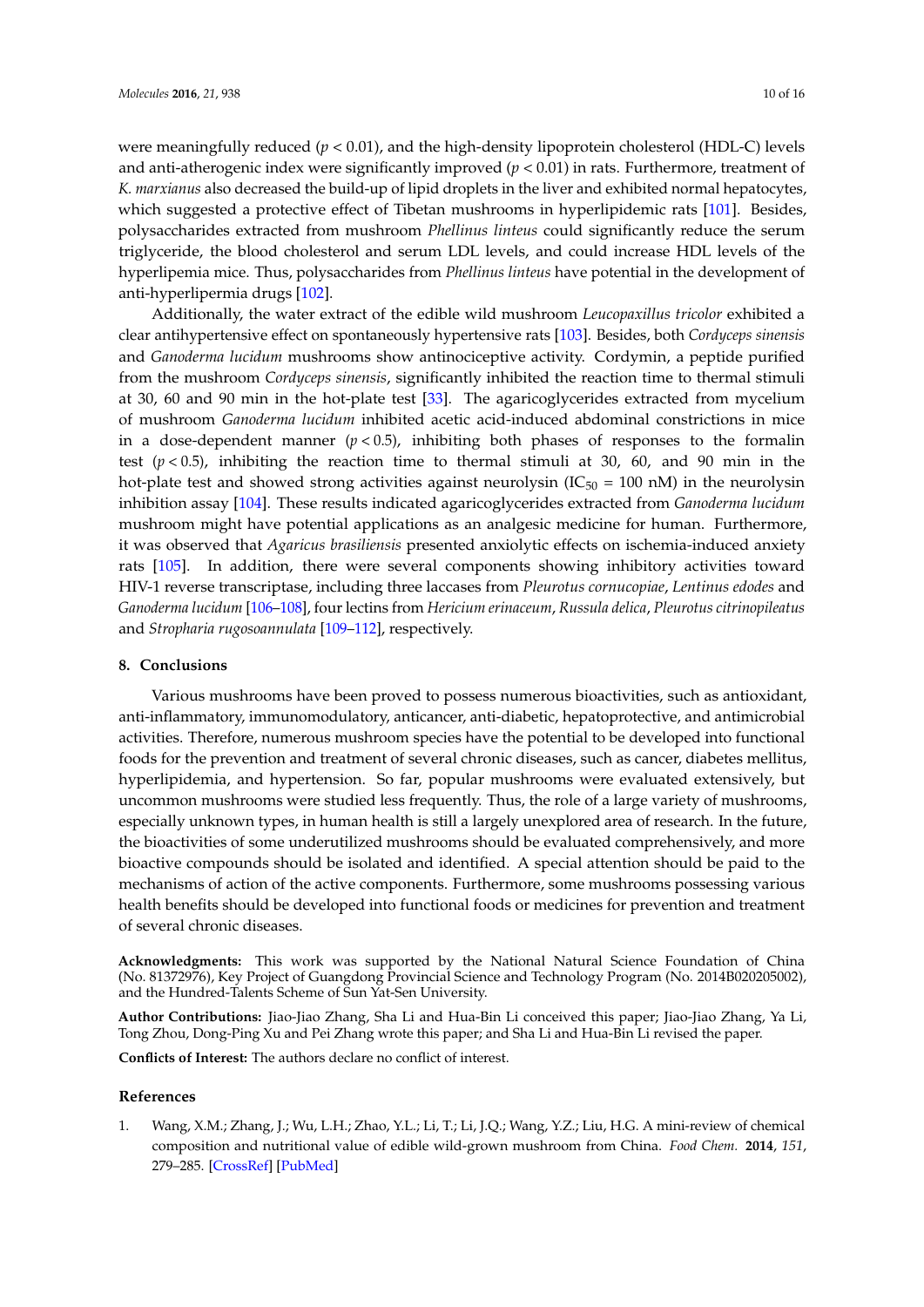were meaningfully reduced ($p < 0.01$), and the high-density lipoprotein cholesterol (HDL-C) levels and anti-atherogenic index were significantly improved ($p < 0.01$) in rats. Furthermore, treatment of *K. marxianus* also decreased the build-up of lipid droplets in the liver and exhibited normal hepatocytes, which suggested a protective effect of Tibetan mushrooms in hyperlipidemic rats [101]. Besides, polysaccharides extracted from mushroom *Phellinus linteus* could significantly reduce the serum triglyceride, the blood cholesterol and serum LDL levels, and could increase HDL levels of the hyperlipemia mice. Thus, polysaccharides from *Phellinus linteus* have potential in the development of anti-hyperlipermia drugs [102].

Additionally, the water extract of the edible wild mushroom *Leucopaxillus tricolor* exhibited a clear antihypertensive effect on spontaneously hypertensive rats [103]. Besides, both *Cordyceps sinensis* and *Ganoderma lucidum* mushrooms show antinociceptive activity. Cordymin, a peptide purified from the mushroom *Cordyceps sinensis*, significantly inhibited the reaction time to thermal stimuli at 30, 60 and 90 min in the hot-plate test [33]. The agaricoglycerides extracted from mycelium of mushroom *Ganoderma lucidum* inhibited acetic acid-induced abdominal constrictions in mice in a dose-dependent manner ($p < 0.5$), inhibiting both phases of responses to the formalin test ($p < 0.5$), inhibiting the reaction time to thermal stimuli at 30, 60, and 90 min in the hot-plate test and showed strong activities against neurolysin ($IC_{50}$ = 100 nM) in the neurolysin inhibition assay [104]. These results indicated agaricoglycerides extracted from *Ganoderma lucidum* mushroom might have potential applications as an analgesic medicine for human. Furthermore, it was observed that *Agaricus brasiliensis* presented anxiolytic effects on ischemia-induced anxiety rats [105]. In addition, there were several components showing inhibitory activities toward HIV-1 reverse transcriptase, including three laccases from *Pleurotus cornucopiae*, *Lentinus edodes* and *Ganoderma lucidum* [106–108], four lectins from *Hericium erinaceum*, *Russula delica*, *Pleurotus citrinopileatus* and *Stropharia rugosoannulata* [109–112], respectively.

## 8. Conclusions

Various mushrooms have been proved to possess numerous bioactivities, such as antioxidant, anti-inflammatory, immunomodulatory, anticancer, anti-diabetic, hepatoprotective, and antimicrobial activities. Therefore, numerous mushroom species have the potential to be developed into functional foods for the prevention and treatment of several chronic diseases, such as cancer, diabetes mellitus, hyperlipidemia, and hypertension. So far, popular mushrooms were evaluated extensively, but uncommon mushrooms were studied less frequently. Thus, the role of a large variety of mushrooms, especially unknown types, in human health is still a largely unexplored area of research. In the future, the bioactivities of some underutilized mushrooms should be evaluated comprehensively, and more bioactive compounds should be isolated and identified. A special attention should be paid to the mechanisms of action of the active components. Furthermore, some mushrooms possessing various health benefits should be developed into functional foods or medicines for prevention and treatment of several chronic diseases.

**Acknowledgments:** This work was supported by the National Natural Science Foundation of China (No. 81372976), Key Project of Guangdong Provincial Science and Technology Program (No. 2014B020205002), and the Hundred-Talents Scheme of Sun Yat-Sen University.

**Author Contributions:** Jiao-Jiao Zhang, Sha Li and Hua-Bin Li conceived this paper; Jiao-Jiao Zhang, Ya Li, Tong Zhou, Dong-Ping Xu and Pei Zhang wrote this paper; and Sha Li and Hua-Bin Li revised the paper.

**Conflicts of Interest:** The authors declare no conflict of interest.

## References

1. Wang, X.M.; Zhang, J.; Wu, L.H.; Zhao, Y.L.; Li, T.; Li, J.Q.; Wang, Y.Z.; Liu, H.G. A mini-review of chemical composition and nutritional value of edible wild-grown mushroom from China. *Food Chem.* **2014**, *151*, 279–285. [CrossRef] [PubMed]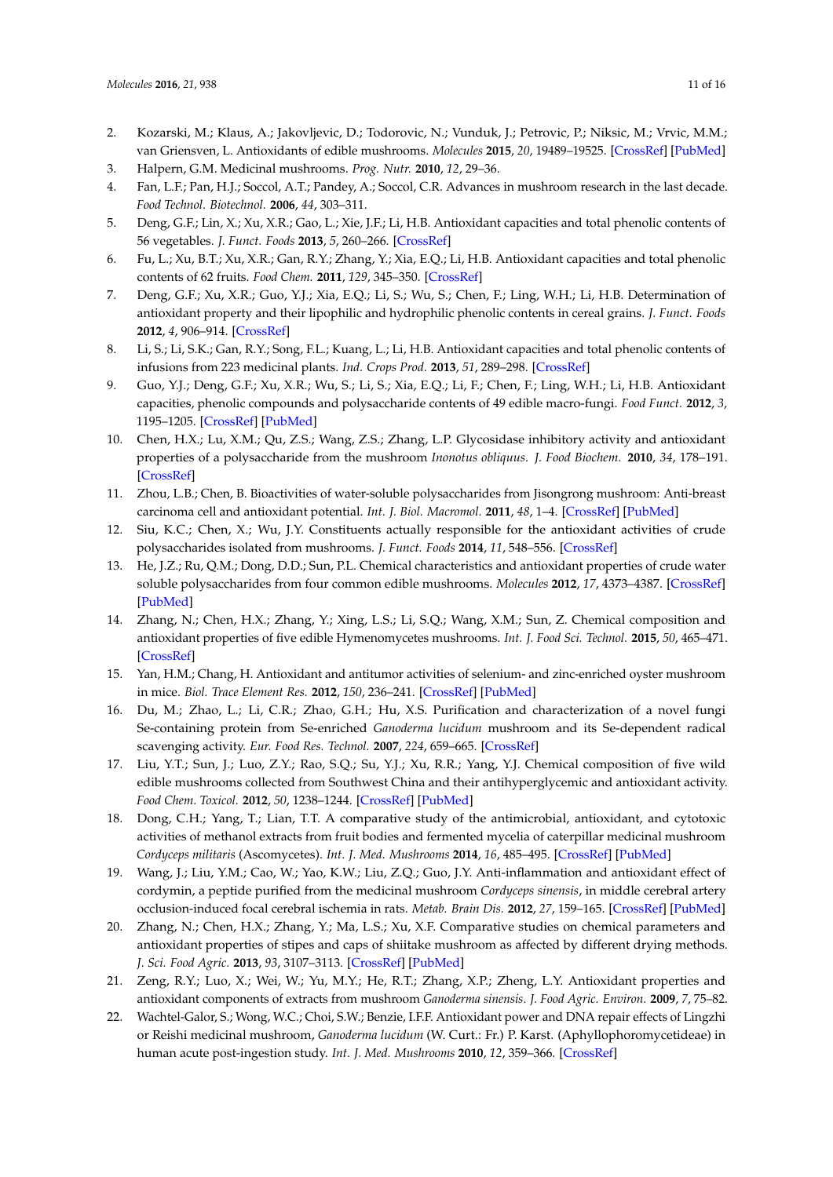2. Kozarski, M.; Klaus, A.; Jakovljevic, D.; Todorovic, N.; Vunduk, J.; Petrovic, P.; Niksic, M.; Vrvic, M.M.; van Griensven, L. Antioxidants of edible mushrooms. *Molecules* **2015**, *20*, 19489–19525. [CrossRef] [PubMed]
3. Halpern, G.M. Medicinal mushrooms. *Prog. Nutr.* **2010**, *12*, 29–36.
4. Fan, L.F.; Pan, H.J.; Soccol, A.T.; Pandey, A.; Soccol, C.R. Advances in mushroom research in the last decade. *Food Technol. Biotechnol.* **2006**, *44*, 303–311.
5. Deng, G.F.; Lin, X.; Xu, X.R.; Gao, L.; Xie, J.F.; Li, H.B. Antioxidant capacities and total phenolic contents of 56 vegetables. *J. Funct. Foods* **2013**, *5*, 260–266. [CrossRef]
6. Fu, L.; Xu, B.T.; Xu, X.R.; Gan, R.Y.; Zhang, Y.; Xia, E.Q.; Li, H.B. Antioxidant capacities and total phenolic contents of 62 fruits. *Food Chem.* **2011**, *129*, 345–350. [CrossRef]
7. Deng, G.F.; Xu, X.R.; Guo, Y.J.; Xia, E.Q.; Li, S.; Wu, S.; Chen, F.; Ling, W.H.; Li, H.B. Determination of antioxidant property and their lipophilic and hydrophilic phenolic contents in cereal grains. *J. Funct. Foods* **2012**, *4*, 906–914. [CrossRef]
8. Li, S.; Li, S.K.; Gan, R.Y.; Song, F.L.; Kuang, L.; Li, H.B. Antioxidant capacities and total phenolic contents of infusions from 223 medicinal plants. *Ind. Crops Prod.* **2013**, *51*, 289–298. [CrossRef]
9. Guo, Y.J.; Deng, G.F.; Xu, X.R.; Wu, S.; Li, S.; Xia, E.Q.; Li, F.; Chen, F.; Ling, W.H.; Li, H.B. Antioxidant capacities, phenolic compounds and polysaccharide contents of 49 edible macro-fungi. *Food Funct.* **2012**, *3*, 1195–1205. [CrossRef] [PubMed]
10. Chen, H.X.; Lu, X.M.; Qu, Z.S.; Wang, Z.S.; Zhang, L.P. Glycosidase inhibitory activity and antioxidant properties of a polysaccharide from the mushroom *Inonotus obliquus*. *J. Food Biochem.* **2010**, *34*, 178–191. [CrossRef]
11. Zhou, L.B.; Chen, B. Bioactivities of water-soluble polysaccharides from Jisongrong mushroom: Anti-breast carcinoma cell and antioxidant potential. *Int. J. Biol. Macromol.* **2011**, *48*, 1–4. [CrossRef] [PubMed]
12. Siu, K.C.; Chen, X.; Wu, J.Y. Constituents actually responsible for the antioxidant activities of crude polysaccharides isolated from mushrooms. *J. Funct. Foods* **2014**, *11*, 548–556. [CrossRef]
13. He, J.Z.; Ru, Q.M.; Dong, D.D.; Sun, P.L. Chemical characteristics and antioxidant properties of crude water soluble polysaccharides from four common edible mushrooms. *Molecules* **2012**, *17*, 4373–4387. [CrossRef] [PubMed]
14. Zhang, N.; Chen, H.X.; Zhang, Y.; Xing, L.S.; Li, S.Q.; Wang, X.M.; Sun, Z. Chemical composition and antioxidant properties of five edible Hymenomycetes mushrooms. *Int. J. Food Sci. Technol.* **2015**, *50*, 465–471. [CrossRef]
15. Yan, H.M.; Chang, H. Antioxidant and antitumor activities of selenium- and zinc-enriched oyster mushroom in mice. *Biol. Trace Element Res.* **2012**, *150*, 236–241. [CrossRef] [PubMed]
16. Du, M.; Zhao, L.; Li, C.R.; Zhao, G.H.; Hu, X.S. Purification and characterization of a novel fungi Se-containing protein from Se-enriched *Ganoderma lucidum* mushroom and its Se-dependent radical scavenging activity. *Eur. Food Res. Technol.* **2007**, *224*, 659–665. [CrossRef]
17. Liu, Y.T.; Sun, J.; Luo, Z.Y.; Rao, S.Q.; Su, Y.J.; Xu, R.R.; Yang, Y.J. Chemical composition of five wild edible mushrooms collected from Southwest China and their antihyperglycemic and antioxidant activity. *Food Chem. Toxicol.* **2012**, *50*, 1238–1244. [CrossRef] [PubMed]
18. Dong, C.H.; Yang, T.; Lian, T.T. A comparative study of the antimicrobial, antioxidant, and cytotoxic activities of methanol extracts from fruit bodies and fermented mycelia of caterpillar medicinal mushroom *Cordyceps militaris* (Ascomycetes). *Int. J. Med. Mushrooms* **2014**, *16*, 485–495. [CrossRef] [PubMed]
19. Wang, J.; Liu, Y.M.; Cao, W.; Yao, K.W.; Liu, Z.Q.; Guo, J.Y. Anti-inflammation and antioxidant effect of cordymin, a peptide purified from the medicinal mushroom *Cordyceps sinensis*, in middle cerebral artery occlusion-induced focal cerebral ischemia in rats. *Metab. Brain Dis.* **2012**, *27*, 159–165. [CrossRef] [PubMed]
20. Zhang, N.; Chen, H.X.; Zhang, Y.; Ma, L.S.; Xu, X.F. Comparative studies on chemical parameters and antioxidant properties of stipes and caps of shiitake mushroom as affected by different drying methods. *J. Sci. Food Agric.* **2013**, *93*, 3107–3113. [CrossRef] [PubMed]
21. Zeng, R.Y.; Luo, X.; Wei, W.; Yu, M.Y.; He, R.T.; Zhang, X.P.; Zheng, L.Y. Antioxidant properties and antioxidant components of extracts from mushroom *Ganoderma sinensis*. *J. Food Agric. Environ.* **2009**, *7*, 75–82.
22. Wachtel-Galor, S.; Wong, W.C.; Choi, S.W.; Benzie, I.F.F. Antioxidant power and DNA repair effects of Lingzhi or Reishi medicinal mushroom, *Ganoderma lucidum* (W. Curt.: Fr.) P. Karst. (Aphyllophoromycetideae) in human acute post-ingestion study. *Int. J. Med. Mushrooms* **2010**, *12*, 359–366. [CrossRef]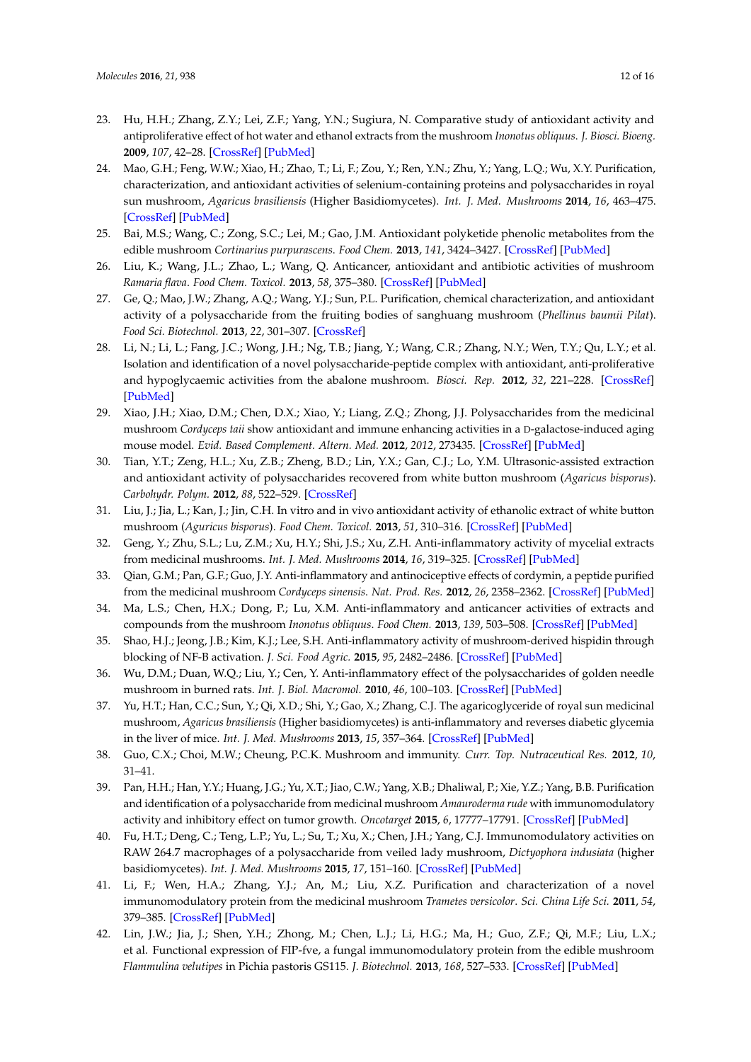23. Hu, H.H.; Zhang, Z.Y.; Lei, Z.F.; Yang, Y.N.; Sugiura, N. Comparative study of antioxidant activity and antiproliferative effect of hot water and ethanol extracts from the mushroom *Inonotus obliquus*. *J. Biosci. Bioeng.* **2009**, *107*, 42–28. [CrossRef] [PubMed]
24. Mao, G.H.; Feng, W.W.; Xiao, H.; Zhao, T.; Li, F.; Zou, Y.; Ren, Y.N.; Zhu, Y.; Yang, L.Q.; Wu, X.Y. Purification, characterization, and antioxidant activities of selenium-containing proteins and polysaccharides in royal sun mushroom, *Agaricus brasiliensis* (Higher Basidiomycetes). *Int. J. Med. Mushrooms* **2014**, *16*, 463–475. [CrossRef] [PubMed]
25. Bai, M.S.; Wang, C.; Zong, S.C.; Lei, M.; Gao, J.M. Antioxidant polyketide phenolic metabolites from the edible mushroom *Cortinarius purpurascens*. *Food Chem.* **2013**, *141*, 3424–3427. [CrossRef] [PubMed]
26. Liu, K.; Wang, J.L.; Zhao, L.; Wang, Q. Anticancer, antioxidant and antibiotic activities of mushroom *Ramaria flava*. *Food Chem. Toxicol.* **2013**, *58*, 375–380. [CrossRef] [PubMed]
27. Ge, Q.; Mao, J.W.; Zhang, A.Q.; Wang, Y.J.; Sun, P.L. Purification, chemical characterization, and antioxidant activity of a polysaccharide from the fruiting bodies of sanghuang mushroom (*Phellinus baumii Pilat*). *Food Sci. Biotechnol.* **2013**, *22*, 301–307. [CrossRef]
28. Li, N.; Li, L.; Fang, J.C.; Wong, J.H.; Ng, T.B.; Jiang, Y.; Wang, C.R.; Zhang, N.Y.; Wen, T.Y.; Qu, L.Y.; et al. Isolation and identification of a novel polysaccharide-peptide complex with antioxidant, anti-proliferative and hypoglycaemic activities from the abalone mushroom. *Biosci. Rep.* **2012**, *32*, 221–228. [CrossRef] [PubMed]
29. Xiao, J.H.; Xiao, D.M.; Chen, D.X.; Xiao, Y.; Liang, Z.Q.; Zhong, J.J. Polysaccharides from the medicinal mushroom *Cordyceps taii* show antioxidant and immune enhancing activities in a D-galactose-induced aging mouse model. *Evid. Based Complement. Altern. Med.* **2012**, *2012*, 273435. [CrossRef] [PubMed]
30. Tian, Y.T.; Zeng, H.L.; Xu, Z.B.; Zheng, B.D.; Lin, Y.X.; Gan, C.J.; Lo, Y.M. Ultrasonic-assisted extraction and antioxidant activity of polysaccharides recovered from white button mushroom (*Agaricus bisporus*). *Carbohydr. Polym.* **2012**, *88*, 522–529. [CrossRef]
31. Liu, J.; Jia, L.; Kan, J.; Jin, C.H. In vitro and in vivo antioxidant activity of ethanolic extract of white button mushroom (*Agaricus bisporus*). *Food Chem. Toxicol.* **2013**, *51*, 310–316. [CrossRef] [PubMed]
32. Geng, Y.; Zhu, S.L.; Lu, Z.M.; Xu, H.Y.; Shi, J.S.; Xu, Z.H. Anti-inflammatory activity of mycelial extracts from medicinal mushrooms. *Int. J. Med. Mushrooms* **2014**, *16*, 319–325. [CrossRef] [PubMed]
33. Qian, G.M.; Pan, G.F.; Guo, J.Y. Anti-inflammatory and antinociceptive effects of cordymin, a peptide purified from the medicinal mushroom *Cordyceps sinensis*. *Nat. Prod. Res.* **2012**, *26*, 2358–2362. [CrossRef] [PubMed]
34. Ma, L.S.; Chen, H.X.; Dong, P.; Lu, X.M. Anti-inflammatory and anticancer activities of extracts and compounds from the mushroom *Inonotus obliquus*. *Food Chem.* **2013**, *139*, 503–508. [CrossRef] [PubMed]
35. Shao, H.J.; Jeong, J.B.; Kim, K.J.; Lee, S.H. Anti-inflammatory activity of mushroom-derived hispidin through blocking of NF-B activation. *J. Sci. Food Agric.* **2015**, *95*, 2482–2486. [CrossRef] [PubMed]
36. Wu, D.M.; Duan, W.Q.; Liu, Y.; Cen, Y. Anti-inflammatory effect of the polysaccharides of golden needle mushroom in burned rats. *Int. J. Biol. Macromol.* **2010**, *46*, 100–103. [CrossRef] [PubMed]
37. Yu, H.T.; Han, C.C.; Sun, Y.; Qi, X.D.; Shi, Y.; Gao, X.; Zhang, C.J. The agaricoglyceride of royal sun medicinal mushroom, *Agaricus brasiliensis* (Higher basidiomycetes) is anti-inflammatory and reverses diabetic glycemia in the liver of mice. *Int. J. Med. Mushrooms* **2013**, *15*, 357–364. [CrossRef] [PubMed]
38. Guo, C.X.; Choi, M.W.; Cheung, P.C.K. Mushroom and immunity. *Curr. Top. Nutraceutical Res.* **2012**, *10*, 31–41.
39. Pan, H.H.; Han, Y.Y.; Huang, J.G.; Yu, X.T.; Jiao, C.W.; Yang, X.B.; Dhaliwal, P.; Xie, Y.Z.; Yang, B.B. Purification and identification of a polysaccharide from medicinal mushroom *Amauroderma rude* with immunomodulatory activity and inhibitory effect on tumor growth. *Oncotarget* **2015**, *6*, 17777–17791. [CrossRef] [PubMed]
40. Fu, H.T.; Deng, C.; Teng, L.P.; Yu, L.; Su, T.; Xu, X.; Chen, J.H.; Yang, C.J. Immunomodulatory activities on RAW 264.7 macrophages of a polysaccharide from veiled lady mushroom, *Dictyophora indusiata* (higher basidiomycetes). *Int. J. Med. Mushrooms* **2015**, *17*, 151–160. [CrossRef] [PubMed]
41. Li, F.; Wen, H.A.; Zhang, Y.J.; An, M.; Liu, X.Z. Purification and characterization of a novel immunomodulatory protein from the medicinal mushroom *Trametes versicolor*. *Sci. China Life Sci.* **2011**, *54*, 379–385. [CrossRef] [PubMed]
42. Lin, J.W.; Jia, J.; Shen, Y.H.; Zhong, M.; Chen, L.J.; Li, H.G.; Ma, H.; Guo, Z.F.; Qi, M.F.; Liu, L.X.; et al. Functional expression of FIP-fve, a fungal immunomodulatory protein from the edible mushroom *Flammulina velutipes* in Pichia pastoris GS115. *J. Biotechnol.* **2013**, *168*, 527–533. [CrossRef] [PubMed]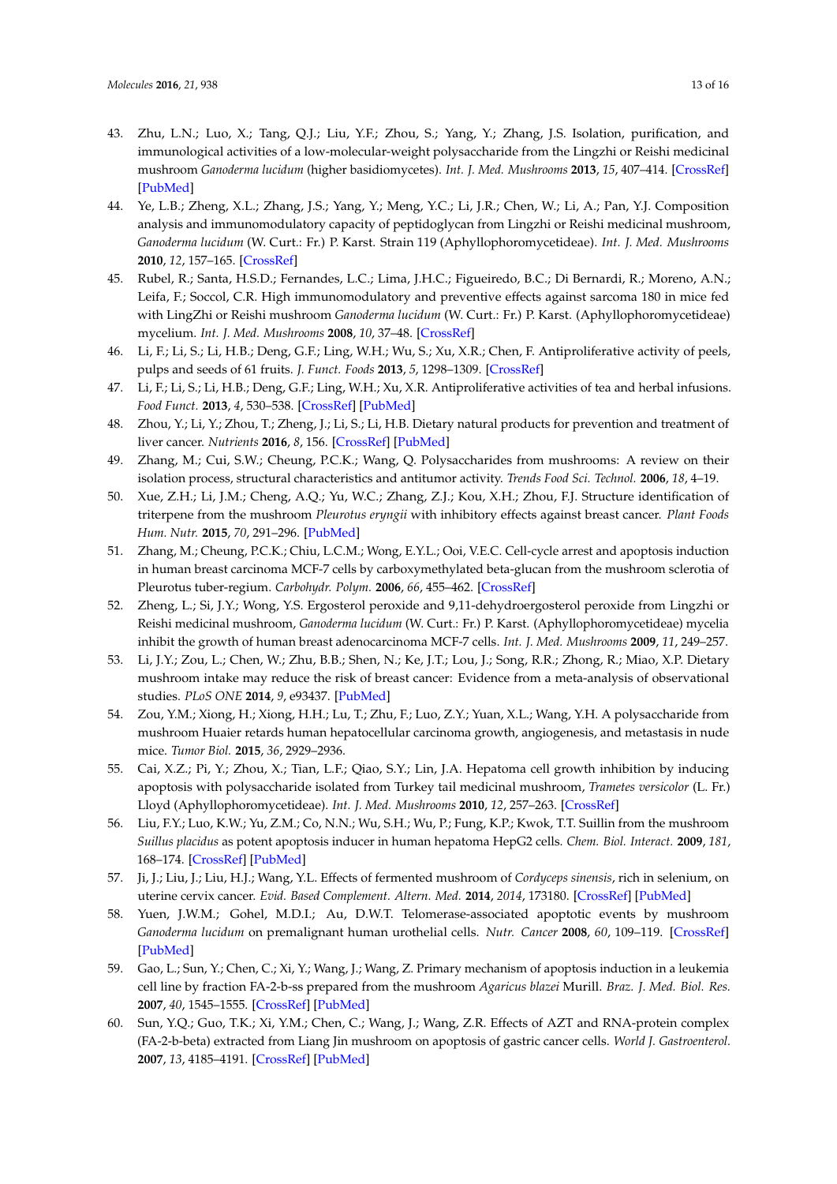43. Zhu, L.N.; Luo, X.; Tang, Q.J.; Liu, Y.F.; Zhou, S.; Yang, Y.; Zhang, J.S. Isolation, purification, and immunological activities of a low-molecular-weight polysaccharide from the Lingzhi or Reishi medicinal mushroom *Ganoderma lucidum* (higher basidiomycetes). *Int. J. Med. Mushrooms* **2013**, *15*, 407–414. [CrossRef] [PubMed]
44. Ye, L.B.; Zheng, X.L.; Zhang, J.S.; Yang, Y.; Meng, Y.C.; Li, J.R.; Chen, W.; Li, A.; Pan, Y.J. Composition analysis and immunomodulatory capacity of peptidoglycan from Lingzhi or Reishi medicinal mushroom, *Ganoderma lucidum* (W. Curt.: Fr.) P. Karst. Strain 119 (Aphyllophoromycetideae). *Int. J. Med. Mushrooms* **2010**, *12*, 157–165. [CrossRef]
45. Rubel, R.; Santa, H.S.D.; Fernandes, L.C.; Lima, J.H.C.; Figueiredo, B.C.; Di Bernardi, R.; Moreno, A.N.; Leifa, F.; Soccol, C.R. High immunomodulatory and preventive effects against sarcoma 180 in mice fed with LingZhi or Reishi mushroom *Ganoderma lucidum* (W. Curt.: Fr.) P. Karst. (Aphyllophoromycetideae) mycelium. *Int. J. Med. Mushrooms* **2008**, *10*, 37–48. [CrossRef]
46. Li, F.; Li, S.; Li, H.B.; Deng, G.F.; Ling, W.H.; Wu, S.; Xu, X.R.; Chen, F. Antiproliferative activity of peels, pulps and seeds of 61 fruits. *J. Funct. Foods* **2013**, *5*, 1298–1309. [CrossRef]
47. Li, F.; Li, S.; Li, H.B.; Deng, G.F.; Ling, W.H.; Xu, X.R. Antiproliferative activities of tea and herbal infusions. *Food Funct.* **2013**, *4*, 530–538. [CrossRef] [PubMed]
48. Zhou, Y.; Li, Y.; Zhou, T.; Zheng, J.; Li, S.; Li, H.B. Dietary natural products for prevention and treatment of liver cancer. *Nutrients* **2016**, *8*, 156. [CrossRef] [PubMed]
49. Zhang, M.; Cui, S.W.; Cheung, P.C.K.; Wang, Q. Polysaccharides from mushrooms: A review on their isolation process, structural characteristics and antitumor activity. *Trends Food Sci. Technol.* **2006**, *18*, 4–19.
50. Xue, Z.H.; Li, J.M.; Cheng, A.Q.; Yu, W.C.; Zhang, Z.J.; Kou, X.H.; Zhou, F.J. Structure identification of triterpene from the mushroom *Pleurotus eryngii* with inhibitory effects against breast cancer. *Plant Foods Hum. Nutr.* **2015**, *70*, 291–296. [PubMed]
51. Zhang, M.; Cheung, P.C.K.; Chiu, L.C.M.; Wong, E.Y.L.; Ooi, V.E.C. Cell-cycle arrest and apoptosis induction in human breast carcinoma MCF-7 cells by carboxymethylated beta-glucan from the mushroom sclerotia of Pleurotus tuber-regium. *Carbohydr. Polym.* **2006**, *66*, 455–462. [CrossRef]
52. Zheng, L.; Si, J.Y.; Wong, Y.S. Ergosterol peroxide and 9,11-dehydroergosterol peroxide from Lingzhi or Reishi medicinal mushroom, *Ganoderma lucidum* (W. Curt.: Fr.) P. Karst. (Aphyllophoromycetideae) mycelia inhibit the growth of human breast adenocarcinoma MCF-7 cells. *Int. J. Med. Mushrooms* **2009**, *11*, 249–257.
53. Li, J.Y.; Zou, L.; Chen, W.; Zhu, B.B.; Shen, N.; Ke, J.T.; Lou, J.; Song, R.R.; Zhong, R.; Miao, X.P. Dietary mushroom intake may reduce the risk of breast cancer: Evidence from a meta-analysis of observational studies. *PLoS ONE* **2014**, *9*, e93437. [PubMed]
54. Zou, Y.M.; Xiong, H.; Xiong, H.H.; Lu, T.; Zhu, F.; Luo, Z.Y.; Yuan, X.L.; Wang, Y.H. A polysaccharide from mushroom Huaier retards human hepatocellular carcinoma growth, angiogenesis, and metastasis in nude mice. *Tumor Biol.* **2015**, *36*, 2929–2936.
55. Cai, X.Z.; Pi, Y.; Zhou, X.; Tian, L.F.; Qiao, S.Y.; Lin, J.A. Hepatoma cell growth inhibition by inducing apoptosis with polysaccharide isolated from Turkey tail medicinal mushroom, *Trametes versicolor* (L. Fr.) Lloyd (Aphyllophoromycetideae). *Int. J. Med. Mushrooms* **2010**, *12*, 257–263. [CrossRef]
56. Liu, F.Y.; Luo, K.W.; Yu, Z.M.; Co, N.N.; Wu, S.H.; Wu, P.; Fung, K.P.; Kwok, T.T. Suillin from the mushroom *Suillus placidus* as potent apoptosis inducer in human hepatoma HepG2 cells. *Chem. Biol. Interact.* **2009**, *181*, 168–174. [CrossRef] [PubMed]
57. Ji, J.; Liu, J.; Liu, H.J.; Wang, Y.L. Effects of fermented mushroom of *Cordyceps sinensis*, rich in selenium, on uterine cervix cancer. *Evid. Based Complement. Altern. Med.* **2014**, *2014*, 173180. [CrossRef] [PubMed]
58. Yuen, J.W.M.; Gohel, M.D.I.; Au, D.W.T. Telomerase-associated apoptotic events by mushroom *Ganoderma lucidum* on premalignant human urothelial cells. *Nutr. Cancer* **2008**, *60*, 109–119. [CrossRef] [PubMed]
59. Gao, L.; Sun, Y.; Chen, C.; Xi, Y.; Wang, J.; Wang, Z. Primary mechanism of apoptosis induction in a leukemia cell line by fraction FA-2-b-ss prepared from the mushroom *Agaricus blazei* Murill. *Braz. J. Med. Biol. Res.* **2007**, *40*, 1545–1555. [CrossRef] [PubMed]
60. Sun, Y.Q.; Guo, T.K.; Xi, Y.M.; Chen, C.; Wang, J.; Wang, Z.R. Effects of AZT and RNA-protein complex (FA-2-b-beta) extracted from Liang Jin mushroom on apoptosis of gastric cancer cells. *World J. Gastroenterol.* **2007**, *13*, 4185–4191. [CrossRef] [PubMed]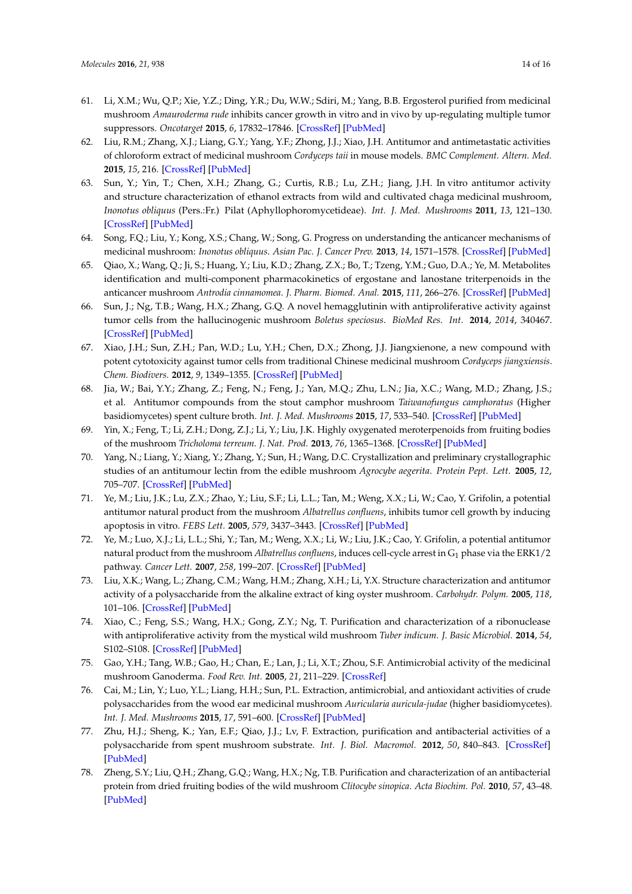61. Li, X.M.; Wu, Q.P.; Xie, Y.Z.; Ding, Y.R.; Du, W.W.; Sdiri, M.; Yang, B.B. Ergosterol purified from medicinal mushroom *Amauroderma rude* inhibits cancer growth in vitro and in vivo by up-regulating multiple tumor suppressors. *Oncotarget* **2015**, *6*, 17832–17846. [CrossRef] [PubMed]
62. Liu, R.M.; Zhang, X.J.; Liang, G.Y.; Yang, Y.F.; Zhong, J.J.; Xiao, J.H. Antitumor and antimetastatic activities of chloroform extract of medicinal mushroom *Cordyceps taii* in mouse models. *BMC Complement. Altern. Med.* **2015**, *15*, 216. [CrossRef] [PubMed]
63. Sun, Y.; Yin, T.; Chen, X.H.; Zhang, G.; Curtis, R.B.; Lu, Z.H.; Jiang, J.H. In vitro antitumor activity and structure characterization of ethanol extracts from wild and cultivated chaga medicinal mushroom, *Inonotus obliquus* (Pers.:Fr.) Pilat (Aphyllophoromycetideae). *Int. J. Med. Mushrooms* **2011**, *13*, 121–130. [CrossRef] [PubMed]
64. Song, F.Q.; Liu, Y.; Kong, X.S.; Chang, W.; Song, G. Progress on understanding the anticancer mechanisms of medicinal mushroom: *Inonotus obliquus*. *Asian Pac. J. Cancer Prev.* **2013**, *14*, 1571–1578. [CrossRef] [PubMed]
65. Qiao, X.; Wang, Q.; Ji, S.; Huang, Y.; Liu, K.D.; Zhang, Z.X.; Bo, T.; Tzeng, Y.M.; Guo, D.A.; Ye, M. Metabolites identification and multi-component pharmacokinetics of ergostane and lanostane triterpenoids in the anticancer mushroom *Antrodia cinnamomea*. *J. Pharm. Biomed. Anal.* **2015**, *111*, 266–276. [CrossRef] [PubMed]
66. Sun, J.; Ng, T.B.; Wang, H.X.; Zhang, G.Q. A novel hemagglutinin with antiproliferative activity against tumor cells from the hallucinogenic mushroom *Boletus speciosus*. *BioMed Res. Int.* **2014**, *2014*, 340467. [CrossRef] [PubMed]
67. Xiao, J.H.; Sun, Z.H.; Pan, W.D.; Lu, Y.H.; Chen, D.X.; Zhong, J.J. Jiangxienone, a new compound with potent cytotoxicity against tumor cells from traditional Chinese medicinal mushroom *Cordyceps jiangxiensis*. *Chem. Biodivers.* **2012**, *9*, 1349–1355. [CrossRef] [PubMed]
68. Jia, W.; Bai, Y.Y.; Zhang, Z.; Feng, N.; Feng, J.; Yan, M.Q.; Zhu, L.N.; Jia, X.C.; Wang, M.D.; Zhang, J.S.; et al. Antitumor compounds from the stout camphor mushroom *Taiwanofungus camphoratus* (Higher basidiomycetes) spent culture broth. *Int. J. Med. Mushrooms* **2015**, *17*, 533–540. [CrossRef] [PubMed]
69. Yin, X.; Feng, T.; Li, Z.H.; Dong, Z.J.; Li, Y.; Liu, J.K. Highly oxygenated meroterpenoids from fruiting bodies of the mushroom *Tricholoma terreum*. *J. Nat. Prod.* **2013**, *76*, 1365–1368. [CrossRef] [PubMed]
70. Yang, N.; Liang, Y.; Xiang, Y.; Zhang, Y.; Sun, H.; Wang, D.C. Crystallization and preliminary crystallographic studies of an antitumour lectin from the edible mushroom *Agrocybe aegerita*. *Protein Pept. Lett.* **2005**, *12*, 705–707. [CrossRef] [PubMed]
71. Ye, M.; Liu, J.K.; Lu, Z.X.; Zhao, Y.; Liu, S.F.; Li, L.L.; Tan, M.; Weng, X.X.; Li, W.; Cao, Y. Grifolin, a potential antitumor natural product from the mushroom *Albatrellus confluens*, inhibits tumor cell growth by inducing apoptosis in vitro. *FEBS Lett.* **2005**, *579*, 3437–3443. [CrossRef] [PubMed]
72. Ye, M.; Luo, X.J.; Li, L.L.; Shi, Y.; Tan, M.; Weng, X.X.; Li, W.; Liu, J.K.; Cao, Y. Grifolin, a potential antitumor natural product from the mushroom *Albatrellus confluens*, induces cell-cycle arrest in $G_1$ phase via the ERK1/2 pathway. *Cancer Lett.* **2007**, *258*, 199–207. [CrossRef] [PubMed]
73. Liu, X.K.; Wang, L.; Zhang, C.M.; Wang, H.M.; Zhang, X.H.; Li, Y.X. Structure characterization and antitumor activity of a polysaccharide from the alkaline extract of king oyster mushroom. *Carbohydr. Polym.* **2005**, *118*, 101–106. [CrossRef] [PubMed]
74. Xiao, C.; Feng, S.S.; Wang, H.X.; Gong, Z.Y.; Ng, T. Purification and characterization of a ribonuclease with antiproliferative activity from the mystical wild mushroom *Tuber indicum*. *J. Basic Microbiol.* **2014**, *54*, S102–S108. [CrossRef] [PubMed]
75. Gao, Y.H.; Tang, W.B.; Gao, H.; Chan, E.; Lan, J.; Li, X.T.; Zhou, S.F. Antimicrobial activity of the medicinal mushroom Ganoderma. *Food Rev. Int.* **2005**, *21*, 211–229. [CrossRef]
76. Cai, M.; Lin, Y.; Luo, Y.L.; Liang, H.H.; Sun, P.L. Extraction, antimicrobial, and antioxidant activities of crude polysaccharides from the wood ear medicinal mushroom *Auricularia auricula-judae* (higher basidiomycetes). *Int. J. Med. Mushrooms* **2015**, *17*, 591–600. [CrossRef] [PubMed]
77. Zhu, H.J.; Sheng, K.; Yan, E.F.; Qiao, J.J.; Lv, F. Extraction, purification and antibacterial activities of a polysaccharide from spent mushroom substrate. *Int. J. Biol. Macromol.* **2012**, *50*, 840–843. [CrossRef] [PubMed]
78. Zheng, S.Y.; Liu, Q.H.; Zhang, G.Q.; Wang, H.X.; Ng, T.B. Purification and characterization of an antibacterial protein from dried fruiting bodies of the wild mushroom *Clitocybe sinopica*. *Acta Biochim. Pol.* **2010**, *57*, 43–48. [PubMed]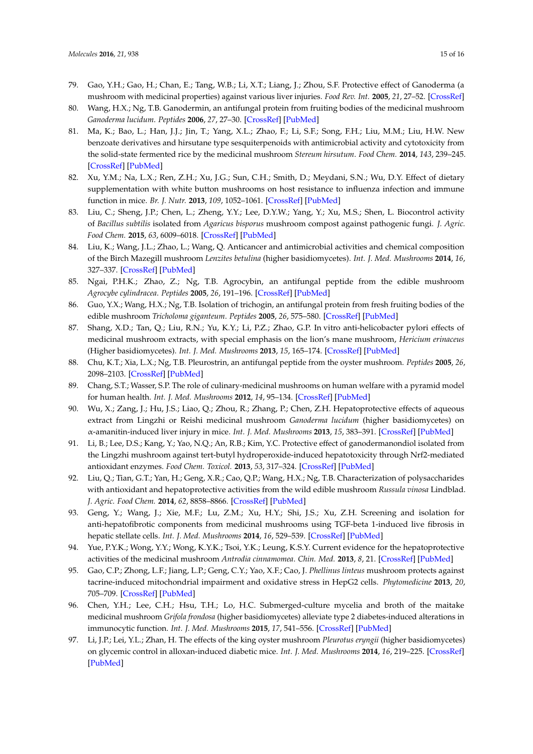79. Gao, Y.H.; Gao, H.; Chan, E.; Tang, W.B.; Li, X.T.; Liang, J.; Zhou, S.F. Protective effect of Ganoderma (a mushroom with medicinal properties) against various liver injuries. *Food Rev. Int.* **2005**, *21*, 27–52. [CrossRef]
80. Wang, H.X.; Ng, T.B. Ganodermin, an antifungal protein from fruiting bodies of the medicinal mushroom *Ganoderma lucidum*. *Peptides* **2006**, *27*, 27–30. [CrossRef] [PubMed]
81. Ma, K.; Bao, L.; Han, J.J.; Jin, T.; Yang, X.L.; Zhao, F.; Li, S.F.; Song, F.H.; Liu, M.M.; Liu, H.W. New benzoate derivatives and hirsutane type sesquiterpenoids with antimicrobial activity and cytotoxicity from the solid-state fermented rice by the medicinal mushroom *Stereum hirsutum*. *Food Chem.* **2014**, *143*, 239–245. [CrossRef] [PubMed]
82. Xu, Y.M.; Na, L.X.; Ren, Z.H.; Xu, J.G.; Sun, C.H.; Smith, D.; Meydani, S.N.; Wu, D.Y. Effect of dietary supplementation with white button mushrooms on host resistance to influenza infection and immune function in mice. *Br. J. Nutr.* **2013**, *109*, 1052–1061. [CrossRef] [PubMed]
83. Liu, C.; Sheng, J.P.; Chen, L.; Zheng, Y.Y.; Lee, D.Y.W.; Yang, Y.; Xu, M.S.; Shen, L. Biocontrol activity of *Bacillus subtilis* isolated from *Agaricus bisporus* mushroom compost against pathogenic fungi. *J. Agric. Food Chem.* **2015**, *63*, 6009–6018. [CrossRef] [PubMed]
84. Liu, K.; Wang, J.L.; Zhao, L.; Wang, Q. Anticancer and antimicrobial activities and chemical composition of the Birch Mazegill mushroom *Lenzites betulina* (higher basidiomycetes). *Int. J. Med. Mushrooms* **2014**, *16*, 327–337. [CrossRef] [PubMed]
85. Ngai, P.H.K.; Zhao, Z.; Ng, T.B. Agrocybin, an antifungal peptide from the edible mushroom *Agrocybe cylindracea*. *Peptides* **2005**, *26*, 191–196. [CrossRef] [PubMed]
86. Guo, Y.X.; Wang, H.X.; Ng, T.B. Isolation of trichogin, an antifungal protein from fresh fruiting bodies of the edible mushroom *Tricholoma giganteum*. *Peptides* **2005**, *26*, 575–580. [CrossRef] [PubMed]
87. Shang, X.D.; Tan, Q.; Liu, R.N.; Yu, K.Y.; Li, P.Z.; Zhao, G.P. In vitro anti-helicobacter pylori effects of medicinal mushroom extracts, with special emphasis on the lion's mane mushroom, *Hericium erinaceus* (Higher basidiomycetes). *Int. J. Med. Mushrooms* **2013**, *15*, 165–174. [CrossRef] [PubMed]
88. Chu, K.T.; Xia, L.X.; Ng, T.B. Pleurostrin, an antifungal peptide from the oyster mushroom. *Peptides* **2005**, *26*, 2098–2103. [CrossRef] [PubMed]
89. Chang, S.T.; Wasser, S.P. The role of culinary-medicinal mushrooms on human welfare with a pyramid model for human health. *Int. J. Med. Mushrooms* **2012**, *14*, 95–134. [CrossRef] [PubMed]
90. Wu, X.; Zang, J.; Hu, J.S.; Liao, Q.; Zhou, R.; Zhang, P.; Chen, Z.H. Hepatoprotective effects of aqueous extract from Lingzhi or Reishi medicinal mushroom *Ganoderma lucidum* (higher basidiomycetes) on α-amanitin-induced liver injury in mice. *Int. J. Med. Mushrooms* **2013**, *15*, 383–391. [CrossRef] [PubMed]
91. Li, B.; Lee, D.S.; Kang, Y.; Yao, N.Q.; An, R.B.; Kim, Y.C. Protective effect of ganodermanondiol isolated from the Lingzhi mushroom against tert-butyl hydroperoxide-induced hepatotoxicity through Nrf2-mediated antioxidant enzymes. *Food Chem. Toxicol.* **2013**, *53*, 317–324. [CrossRef] [PubMed]
92. Liu, Q.; Tian, G.T.; Yan, H.; Geng, X.R.; Cao, Q.P.; Wang, H.X.; Ng, T.B. Characterization of polysaccharides with antioxidant and hepatoprotective activities from the wild edible mushroom *Russula vinosa* Lindblad. *J. Agric. Food Chem.* **2014**, *62*, 8858–8866. [CrossRef] [PubMed]
93. Geng, Y.; Wang, J.; Xie, M.F.; Lu, Z.M.; Xu, H.Y.; Shi, J.S.; Xu, Z.H. Screening and isolation for anti-hepatofibrotic components from medicinal mushrooms using TGF-beta 1-induced live fibrosis in hepatic stellate cells. *Int. J. Med. Mushrooms* **2014**, *16*, 529–539. [CrossRef] [PubMed]
94. Yue, P.Y.K.; Wong, Y.Y.; Wong, K.Y.K.; Tsoi, Y.K.; Leung, K.S.Y. Current evidence for the hepatoprotective activities of the medicinal mushroom *Antrodia cinnamomea*. *Chin. Med.* **2013**, *8*, 21. [CrossRef] [PubMed]
95. Gao, C.P.; Zhong, L.F.; Jiang, L.P.; Geng, C.Y.; Yao, X.F.; Cao, J. *Phellinus linteus* mushroom protects against tacrine-induced mitochondrial impairment and oxidative stress in HepG2 cells. *Phytomedicine* **2013**, *20*, 705–709. [CrossRef] [PubMed]
96. Chen, Y.H.; Lee, C.H.; Hsu, T.H.; Lo, H.C. Submerged-culture mycelia and broth of the maitake medicinal mushroom *Grifola frondosa* (higher basidiomycetes) alleviate type 2 diabetes-induced alterations in immunocytic function. *Int. J. Med. Mushrooms* **2015**, *17*, 541–556. [CrossRef] [PubMed]
97. Li, J.P.; Lei, Y.L.; Zhan, H. The effects of the king oyster mushroom *Pleurotus eryngii* (higher basidiomycetes) on glycemic control in alloxan-induced diabetic mice. *Int. J. Med. Mushrooms* **2014**, *16*, 219–225. [CrossRef] [PubMed]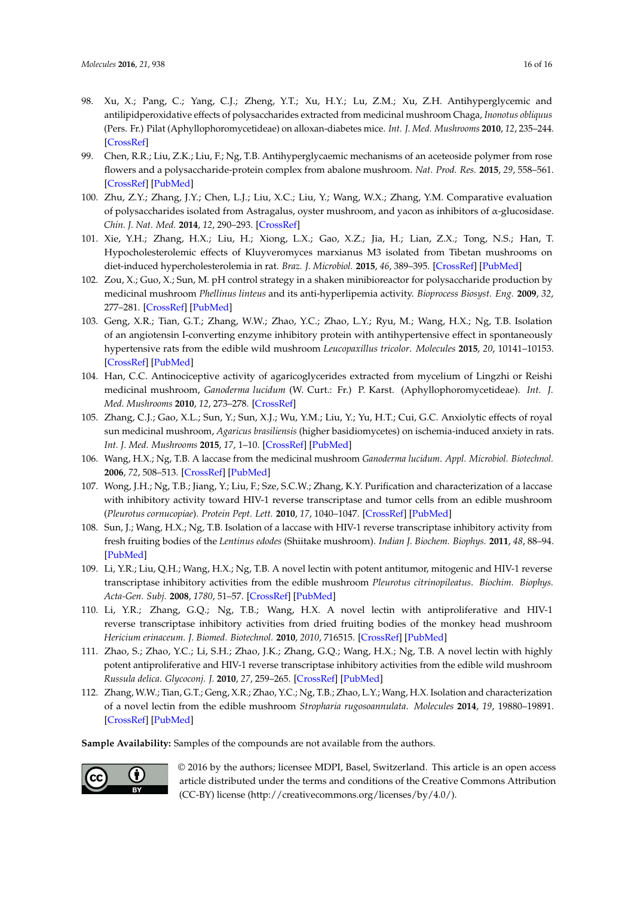98. Xu, X.; Pang, C.; Yang, C.J.; Zheng, Y.T.; Xu, H.Y.; Lu, Z.M.; Xu, Z.H. Antihyperglycemic and antilipidperoxidative effects of polysaccharides extracted from medicinal mushroom Chaga, *Inonotus obliquus* (Pers. Fr.) Pilat (Aphyllophoromycetideae) on alloxan-diabetes mice. *Int. J. Med. Mushrooms* **2010**, *12*, 235–244. [CrossRef]
99. Chen, R.R.; Liu, Z.K.; Liu, F.; Ng, T.B. Antihyperglycaemic mechanisms of an aceteoside polymer from rose flowers and a polysaccharide-protein complex from abalone mushroom. *Nat. Prod. Res.* **2015**, *29*, 558–561. [CrossRef] [PubMed]
100. Zhu, Z.Y.; Zhang, J.Y.; Chen, L.J.; Liu, X.C.; Liu, Y.; Wang, W.X.; Zhang, Y.M. Comparative evaluation of polysaccharides isolated from Astragalus, oyster mushroom, and yacon as inhibitors of α-glucosidase. *Chin. J. Nat. Med.* **2014**, *12*, 290–293. [CrossRef]
101. Xie, Y.H.; Zhang, H.X.; Liu, H.; Xiong, L.X.; Gao, X.Z.; Jia, H.; Lian, Z.X.; Tong, N.S.; Han, T. Hypocholesterolemic effects of Kluyveromyces marxianus M3 isolated from Tibetan mushrooms on diet-induced hypercholesterolemia in rat. *Braz. J. Microbiol.* **2015**, *46*, 389–395. [CrossRef] [PubMed]
102. Zou, X.; Guo, X.; Sun, M. pH control strategy in a shaken minibioreactor for polysaccharide production by medicinal mushroom *Phellinus linteus* and its anti-hyperlipemia activity. *Bioprocess Biosyst. Eng.* **2009**, *32*, 277–281. [CrossRef] [PubMed]
103. Geng, X.R.; Tian, G.T.; Zhang, W.W.; Zhao, Y.C.; Zhao, L.Y.; Ryu, M.; Wang, H.X.; Ng, T.B. Isolation of an angiotensin I-converting enzyme inhibitory protein with antihypertensive effect in spontaneously hypertensive rats from the edible wild mushroom *Leucopaxillus tricolor*. *Molecules* **2015**, *20*, 10141–10153. [CrossRef] [PubMed]
104. Han, C.C. Antinociceptive activity of agaricoglycerides extracted from mycelium of Lingzhi or Reishi medicinal mushroom, *Ganoderma lucidum* (W. Curt.: Fr.) P. Karst. (Aphyllophoromycetideae). *Int. J. Med. Mushrooms* **2010**, *12*, 273–278. [CrossRef]
105. Zhang, C.J.; Gao, X.L.; Sun, Y.; Sun, X.J.; Wu, Y.M.; Liu, Y.; Yu, H.T.; Cui, G.C. Anxiolytic effects of royal sun medicinal mushroom, *Agaricus brasiliensis* (higher basidiomycetes) on ischemia-induced anxiety in rats. *Int. J. Med. Mushrooms* **2015**, *17*, 1–10. [CrossRef] [PubMed]
106. Wang, H.X.; Ng, T.B. A laccase from the medicinal mushroom *Ganoderma lucidum*. *Appl. Microbiol. Biotechnol.* **2006**, *72*, 508–513. [CrossRef] [PubMed]
107. Wong, J.H.; Ng, T.B.; Jiang, Y.; Liu, F.; Sze, S.C.W.; Zhang, K.Y. Purification and characterization of a laccase with inhibitory activity toward HIV-1 reverse transcriptase and tumor cells from an edible mushroom (*Pleurotus cornucopiae*). *Protein Pept. Lett.* **2010**, *17*, 1040–1047. [CrossRef] [PubMed]
108. Sun, J.; Wang, H.X.; Ng, T.B. Isolation of a laccase with HIV-1 reverse transcriptase inhibitory activity from fresh fruiting bodies of the *Lentinus edodes* (Shiitake mushroom). *Indian J. Biochem. Biophys.* **2011**, *48*, 88–94. [PubMed]
109. Li, Y.R.; Liu, Q.H.; Wang, H.X.; Ng, T.B. A novel lectin with potent antitumor, mitogenic and HIV-1 reverse transcriptase inhibitory activities from the edible mushroom *Pleurotus citrinopileatus*. *Biochim. Biophys. Acta-Gen. Subj.* **2008**, *1780*, 51–57. [CrossRef] [PubMed]
110. Li, Y.R.; Zhang, G.Q.; Ng, T.B.; Wang, H.X. A novel lectin with antiproliferative and HIV-1 reverse transcriptase inhibitory activities from dried fruiting bodies of the monkey head mushroom *Hericium erinaceum*. *J. Biomed. Biotechnol.* **2010**, *2010*, 716515. [CrossRef] [PubMed]
111. Zhao, S.; Zhao, Y.C.; Li, S.H.; Zhao, J.K.; Zhang, G.Q.; Wang, H.X.; Ng, T.B. A novel lectin with highly potent antiproliferative and HIV-1 reverse transcriptase inhibitory activities from the edible wild mushroom *Russula delica*. *Glycoconj. J.* **2010**, *27*, 259–265. [CrossRef] [PubMed]
112. Zhang, W.W.; Tian, G.T.; Geng, X.R.; Zhao, Y.C.; Ng, T.B.; Zhao, L.Y.; Wang, H.X. Isolation and characterization of a novel lectin from the edible mushroom *Stropharia rugosoannulata*. *Molecules* **2014**, *19*, 19880–19891. [CrossRef] [PubMed]

**Sample Availability:** Samples of the compounds are not available from the authors.

© 2016 by the authors; licensee MDPI, Basel, Switzerland. This article is an open access article distributed under the terms and conditions of the Creative Commons Attribution (CC-BY) license (http://creativecommons.org/licenses/by/4.0/).